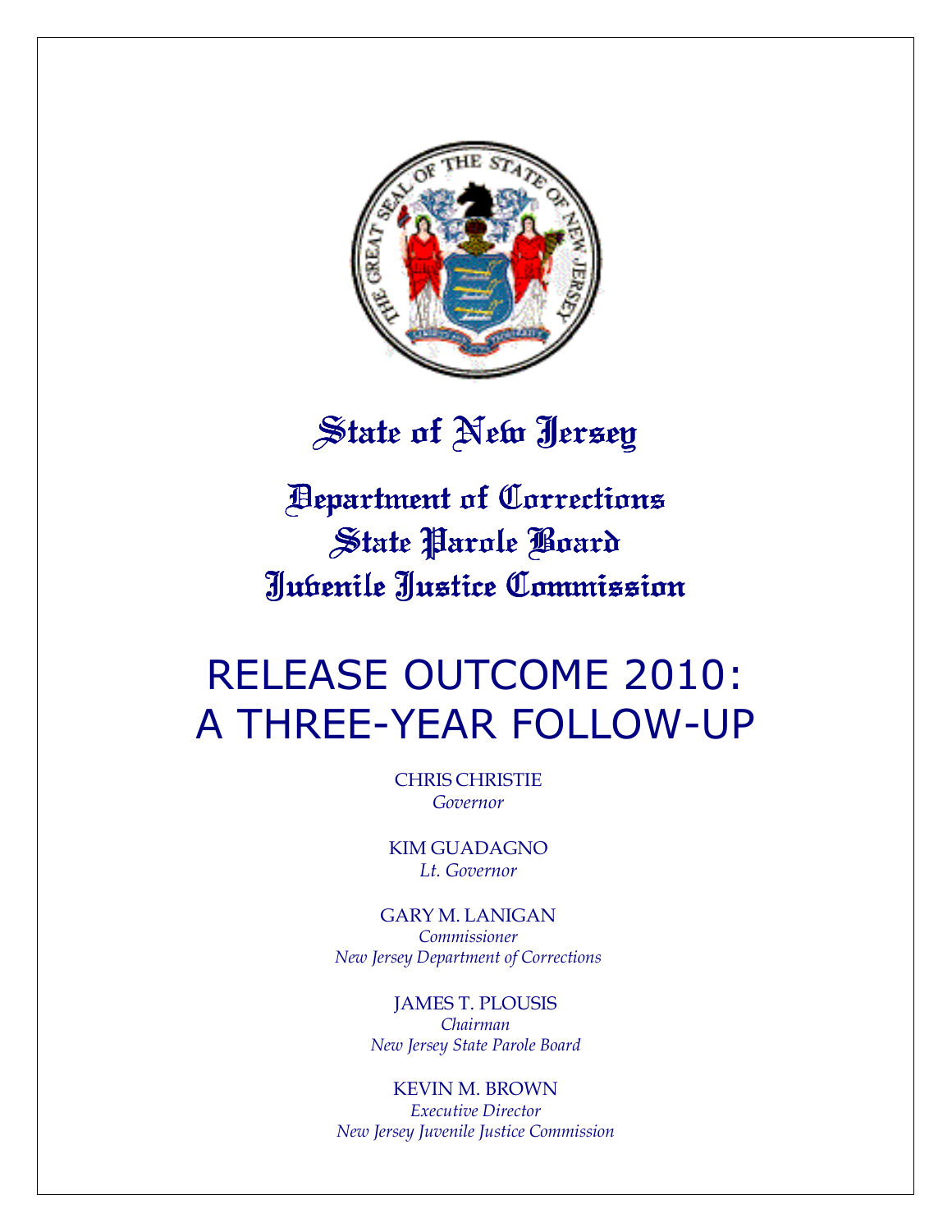# State of New Jersey

## Department of Corrections
## State Parole Board
## Juvenile Justice Commission

# RELEASE OUTCOME 2010: A THREE-YEAR FOLLOW-UP

CHRIS CHRISTIE
*Governor*

KIM GUADAGNO
*Lt. Governor*

GARY M. LANIGAN
*Commissioner*
*New Jersey Department of Corrections*

JAMES T. PLOUSIS
*Chairman*
*New Jersey State Parole Board*

KEVIN M. BROWN
*Executive Director*
*New Jersey Juvenile Justice Commission*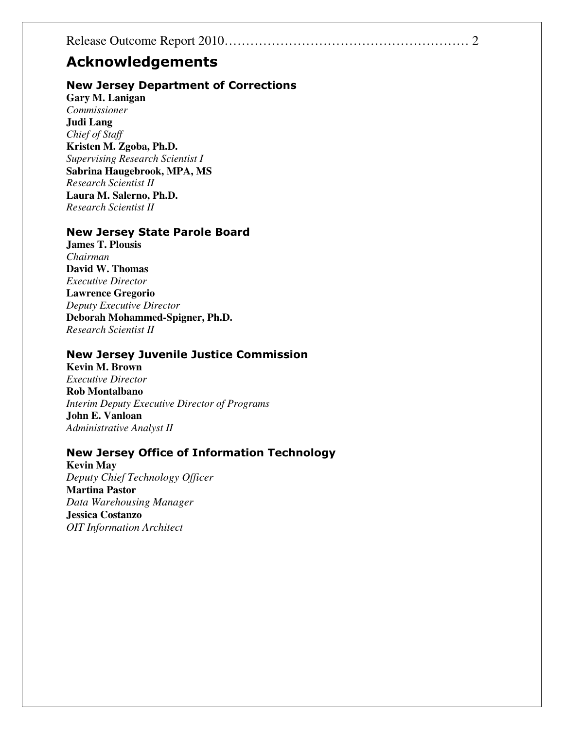# Acknowledgements

## New Jersey Department of Corrections

**Gary M. Lanigan**
*Commissioner*
**Judi Lang**
*Chief of Staff*
**Kristen M. Zgoba, Ph.D.**
*Supervising Research Scientist I*
**Sabrina Haugebrook, MPA, MS**
*Research Scientist II*
**Laura M. Salerno, Ph.D.**
*Research Scientist II*

## New Jersey State Parole Board

**James T. Plousis**
*Chairman*
**David W. Thomas**
*Executive Director*
**Lawrence Gregorio**
*Deputy Executive Director*
**Deborah Mohammed-Spigner, Ph.D.**
*Research Scientist II*

## New Jersey Juvenile Justice Commission

**Kevin M. Brown**
*Executive Director*
**Rob Montalbano**
*Interim Deputy Executive Director of Programs*
**John E. Vanloan**
*Administrative Analyst II*

## New Jersey Office of Information Technology

**Kevin May**
*Deputy Chief Technology Officer*
**Martina Pastor**
*Data Warehousing Manager*
**Jessica Costanzo**
*OIT Information Architect*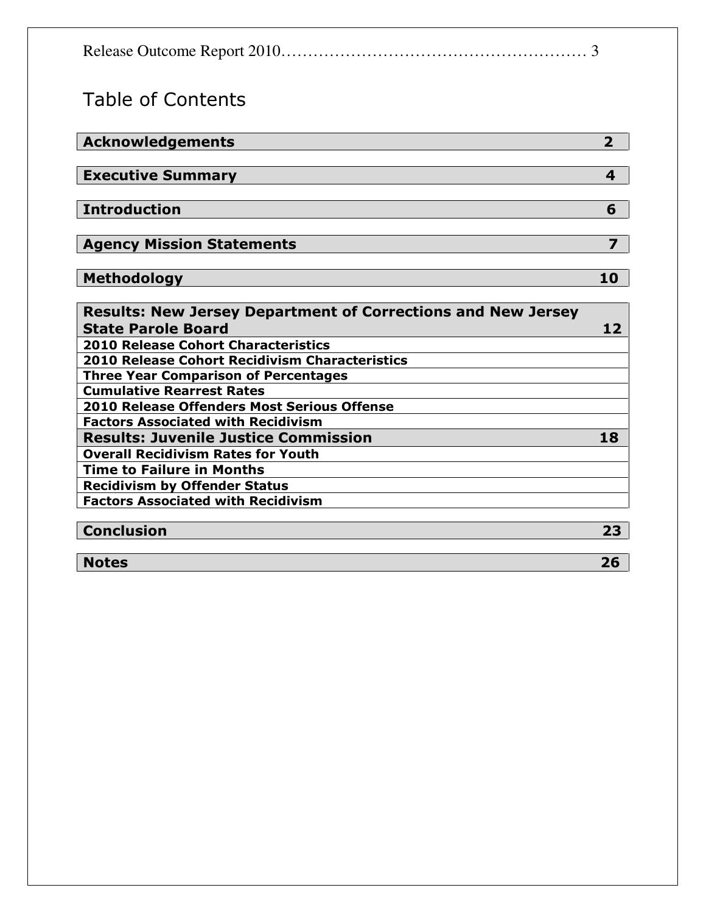# Table of Contents

| Section | Page |
|---|---|
| **Acknowledgements** | **2** |
| **Executive Summary** | **4** |
| **Introduction** | **6** |
| **Agency Mission Statements** | **7** |
| **Methodology** | **10** |
| **Results: New Jersey Department of Corrections and New Jersey State Parole Board** | **12** |
| **2010 Release Cohort Characteristics** | |
| **2010 Release Cohort Recidivism Characteristics** | |
| **Three Year Comparison of Percentages** | |
| **Cumulative Rearrest Rates** | |
| **2010 Release Offenders Most Serious Offense** | |
| **Factors Associated with Recidivism** | |
| **Results: Juvenile Justice Commission** | **18** |
| **Overall Recidivism Rates for Youth** | |
| **Time to Failure in Months** | |
| **Recidivism by Offender Status** | |
| **Factors Associated with Recidivism** | |
| **Conclusion** | **23** |
| **Notes** | **26** |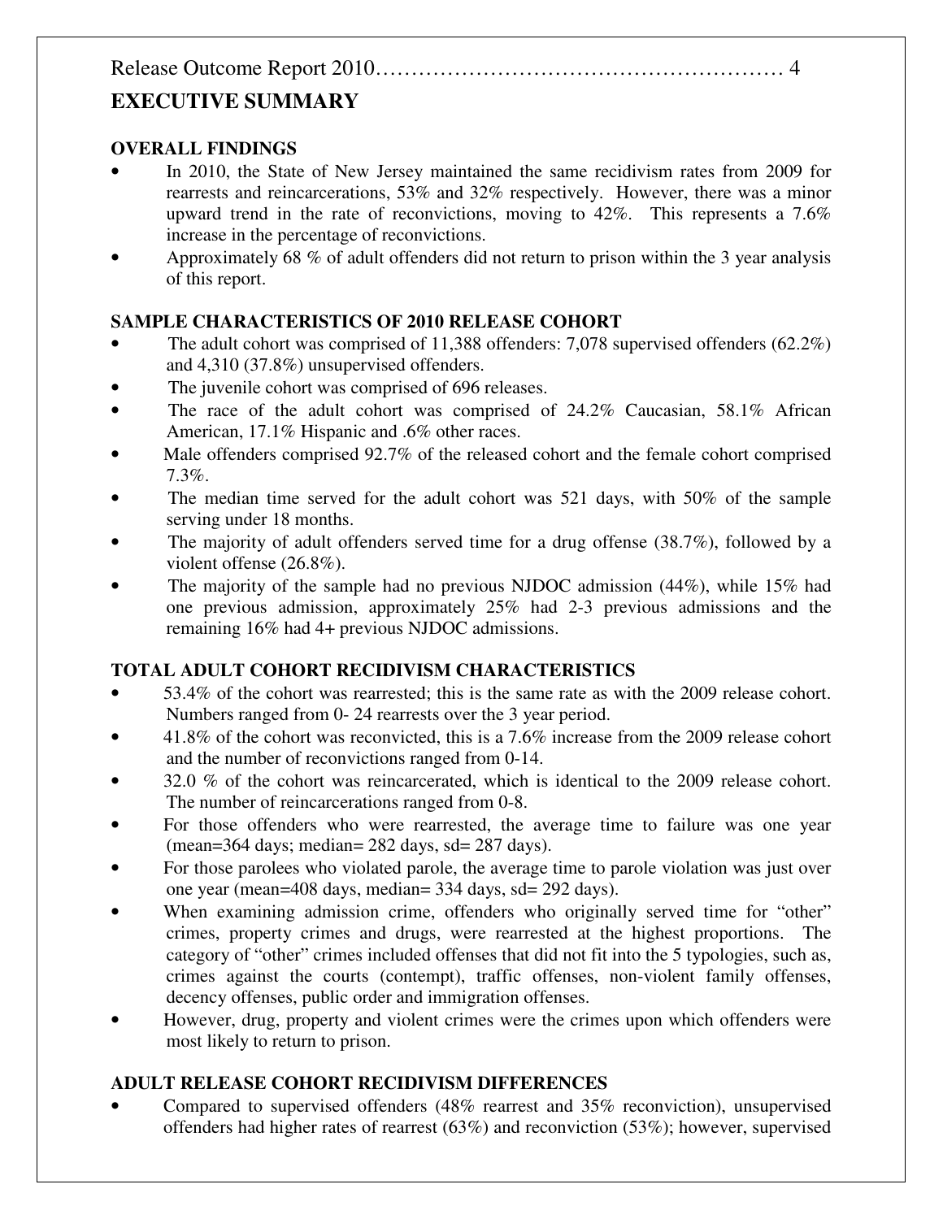## EXECUTIVE SUMMARY

### OVERALL FINDINGS

- In 2010, the State of New Jersey maintained the same recidivism rates from 2009 for rearrests and reincarcerations, 53% and 32% respectively. However, there was a minor upward trend in the rate of reconvictions, moving to 42%. This represents a 7.6% increase in the percentage of reconvictions.
- Approximately 68 % of adult offenders did not return to prison within the 3 year analysis of this report.

### SAMPLE CHARACTERISTICS OF 2010 RELEASE COHORT

- The adult cohort was comprised of 11,388 offenders: 7,078 supervised offenders (62.2%) and 4,310 (37.8%) unsupervised offenders.
- The juvenile cohort was comprised of 696 releases.
- The race of the adult cohort was comprised of 24.2% Caucasian, 58.1% African American, 17.1% Hispanic and .6% other races.
- Male offenders comprised 92.7% of the released cohort and the female cohort comprised 7.3%.
- The median time served for the adult cohort was 521 days, with 50% of the sample serving under 18 months.
- The majority of adult offenders served time for a drug offense (38.7%), followed by a violent offense (26.8%).
- The majority of the sample had no previous NJDOC admission (44%), while 15% had one previous admission, approximately 25% had 2-3 previous admissions and the remaining 16% had 4+ previous NJDOC admissions.

### TOTAL ADULT COHORT RECIDIVISM CHARACTERISTICS

- 53.4% of the cohort was rearrested; this is the same rate as with the 2009 release cohort. Numbers ranged from 0- 24 rearrests over the 3 year period.
- 41.8% of the cohort was reconvicted, this is a 7.6% increase from the 2009 release cohort and the number of reconvictions ranged from 0-14.
- 32.0 % of the cohort was reincarcerated, which is identical to the 2009 release cohort. The number of reincarcerations ranged from 0-8.
- For those offenders who were rearrested, the average time to failure was one year (mean=364 days; median= 282 days, sd= 287 days).
- For those parolees who violated parole, the average time to parole violation was just over one year (mean=408 days, median= 334 days, sd= 292 days).
- When examining admission crime, offenders who originally served time for "other" crimes, property crimes and drugs, were rearrested at the highest proportions. The category of "other" crimes included offenses that did not fit into the 5 typologies, such as, crimes against the courts (contempt), traffic offenses, non-violent family offenses, decency offenses, public order and immigration offenses.
- However, drug, property and violent crimes were the crimes upon which offenders were most likely to return to prison.

### ADULT RELEASE COHORT RECIDIVISM DIFFERENCES

- Compared to supervised offenders (48% rearrest and 35% reconviction), unsupervised offenders had higher rates of rearrest (63%) and reconviction (53%); however, supervised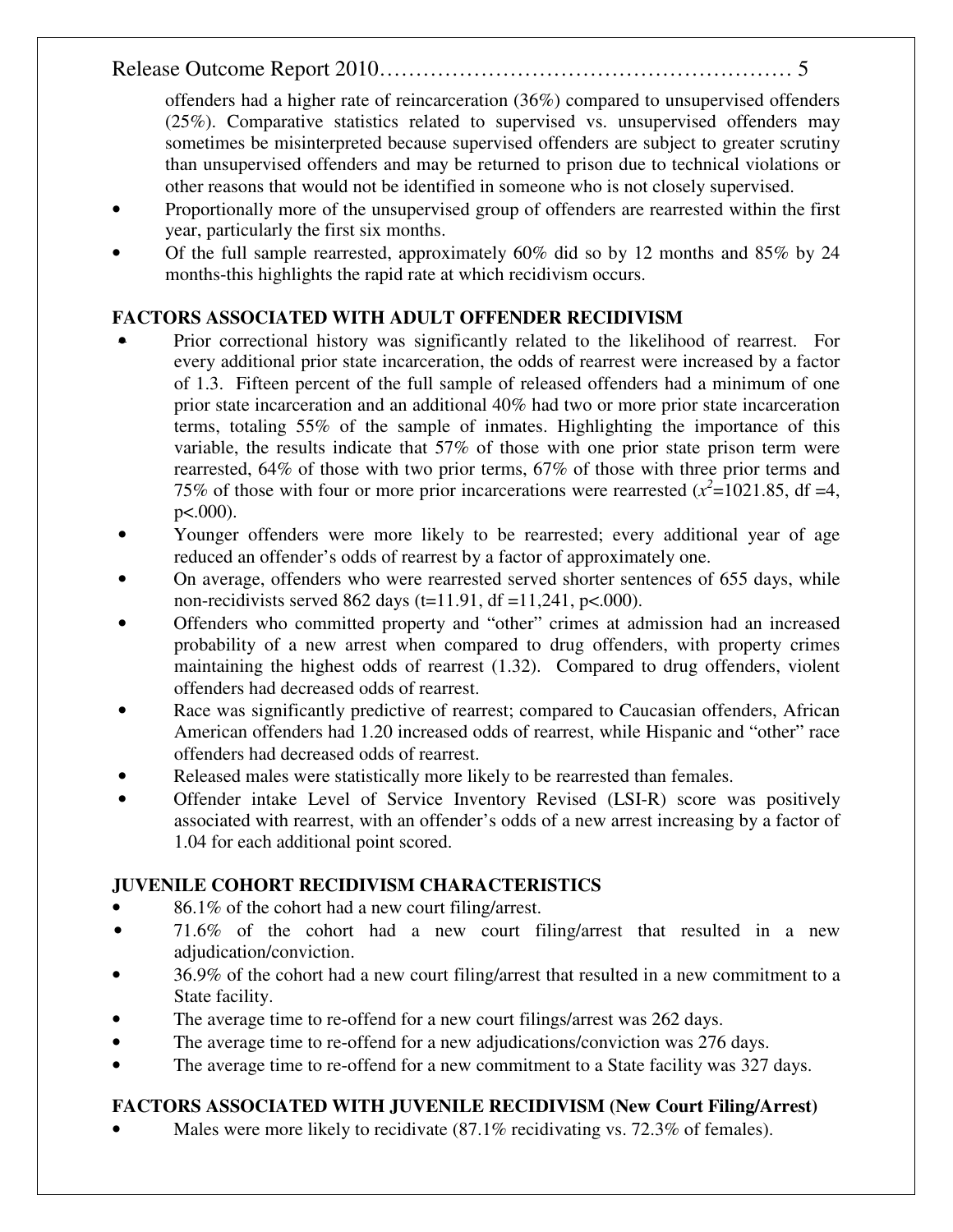offenders had a higher rate of reincarceration (36%) compared to unsupervised offenders (25%). Comparative statistics related to supervised vs. unsupervised offenders may sometimes be misinterpreted because supervised offenders are subject to greater scrutiny than unsupervised offenders and may be returned to prison due to technical violations or other reasons that would not be identified in someone who is not closely supervised.

- Proportionally more of the unsupervised group of offenders are rearrested within the first year, particularly the first six months.
- Of the full sample rearrested, approximately 60% did so by 12 months and 85% by 24 months-this highlights the rapid rate at which recidivism occurs.

**FACTORS ASSOCIATED WITH ADULT OFFENDER RECIDIVISM**

- Prior correctional history was significantly related to the likelihood of rearrest. For every additional prior state incarceration, the odds of rearrest were increased by a factor of 1.3. Fifteen percent of the full sample of released offenders had a minimum of one prior state incarceration and an additional 40% had two or more prior state incarceration terms, totaling 55% of the sample of inmates. Highlighting the importance of this variable, the results indicate that 57% of those with one prior state prison term were rearrested, 64% of those with two prior terms, 67% of those with three prior terms and 75% of those with four or more prior incarcerations were rearrested ($x^2$=1021.85, df =4, p<.000).
- Younger offenders were more likely to be rearrested; every additional year of age reduced an offender's odds of rearrest by a factor of approximately one.
- On average, offenders who were rearrested served shorter sentences of 655 days, while non-recidivists served 862 days (t=11.91, df =11,241, p<.000).
- Offenders who committed property and "other" crimes at admission had an increased probability of a new arrest when compared to drug offenders, with property crimes maintaining the highest odds of rearrest (1.32). Compared to drug offenders, violent offenders had decreased odds of rearrest.
- Race was significantly predictive of rearrest; compared to Caucasian offenders, African American offenders had 1.20 increased odds of rearrest, while Hispanic and "other" race offenders had decreased odds of rearrest.
- Released males were statistically more likely to be rearrested than females.
- Offender intake Level of Service Inventory Revised (LSI-R) score was positively associated with rearrest, with an offender's odds of a new arrest increasing by a factor of 1.04 for each additional point scored.

**JUVENILE COHORT RECIDIVISM CHARACTERISTICS**

- 86.1% of the cohort had a new court filing/arrest.
- 71.6% of the cohort had a new court filing/arrest that resulted in a new adjudication/conviction.
- 36.9% of the cohort had a new court filing/arrest that resulted in a new commitment to a State facility.
- The average time to re-offend for a new court filings/arrest was 262 days.
- The average time to re-offend for a new adjudications/conviction was 276 days.
- The average time to re-offend for a new commitment to a State facility was 327 days.

**FACTORS ASSOCIATED WITH JUVENILE RECIDIVISM (New Court Filing/Arrest)**

- Males were more likely to recidivate (87.1% recidivating vs. 72.3% of females).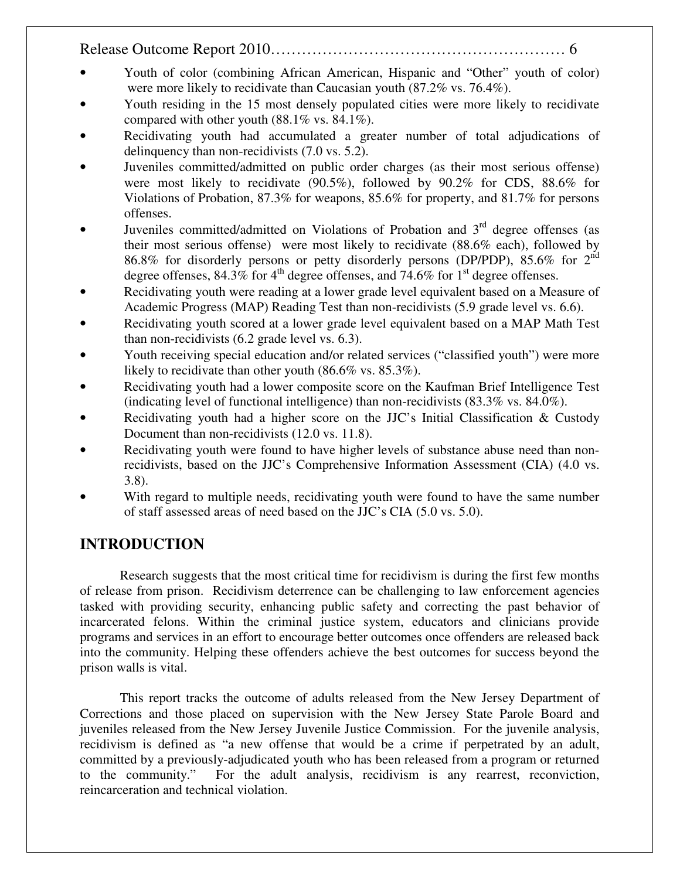- Youth of color (combining African American, Hispanic and "Other" youth of color) were more likely to recidivate than Caucasian youth (87.2% vs. 76.4%).
- Youth residing in the 15 most densely populated cities were more likely to recidivate compared with other youth (88.1% vs. 84.1%).
- Recidivating youth had accumulated a greater number of total adjudications of delinquency than non-recidivists (7.0 vs. 5.2).
- Juveniles committed/admitted on public order charges (as their most serious offense) were most likely to recidivate (90.5%), followed by 90.2% for CDS, 88.6% for Violations of Probation, 87.3% for weapons, 85.6% for property, and 81.7% for persons offenses.
- Juveniles committed/admitted on Violations of Probation and 3rd degree offenses (as their most serious offense) were most likely to recidivate (88.6% each), followed by 86.8% for disorderly persons or petty disorderly persons (DP/PDP), 85.6% for 2nd degree offenses, 84.3% for 4th degree offenses, and 74.6% for 1st degree offenses.
- Recidivating youth were reading at a lower grade level equivalent based on a Measure of Academic Progress (MAP) Reading Test than non-recidivists (5.9 grade level vs. 6.6).
- Recidivating youth scored at a lower grade level equivalent based on a MAP Math Test than non-recidivists (6.2 grade level vs. 6.3).
- Youth receiving special education and/or related services ("classified youth") were more likely to recidivate than other youth (86.6% vs. 85.3%).
- Recidivating youth had a lower composite score on the Kaufman Brief Intelligence Test (indicating level of functional intelligence) than non-recidivists (83.3% vs. 84.0%).
- Recidivating youth had a higher score on the JJC's Initial Classification & Custody Document than non-recidivists (12.0 vs. 11.8).
- Recidivating youth were found to have higher levels of substance abuse need than non-recidivists, based on the JJC's Comprehensive Information Assessment (CIA) (4.0 vs. 3.8).
- With regard to multiple needs, recidivating youth were found to have the same number of staff assessed areas of need based on the JJC's CIA (5.0 vs. 5.0).

## INTRODUCTION

Research suggests that the most critical time for recidivism is during the first few months of release from prison. Recidivism deterrence can be challenging to law enforcement agencies tasked with providing security, enhancing public safety and correcting the past behavior of incarcerated felons. Within the criminal justice system, educators and clinicians provide programs and services in an effort to encourage better outcomes once offenders are released back into the community. Helping these offenders achieve the best outcomes for success beyond the prison walls is vital.

This report tracks the outcome of adults released from the New Jersey Department of Corrections and those placed on supervision with the New Jersey State Parole Board and juveniles released from the New Jersey Juvenile Justice Commission. For the juvenile analysis, recidivism is defined as "a new offense that would be a crime if perpetrated by an adult, committed by a previously-adjudicated youth who has been released from a program or returned to the community." For the adult analysis, recidivism is any rearrest, reconviction, reincarceration and technical violation.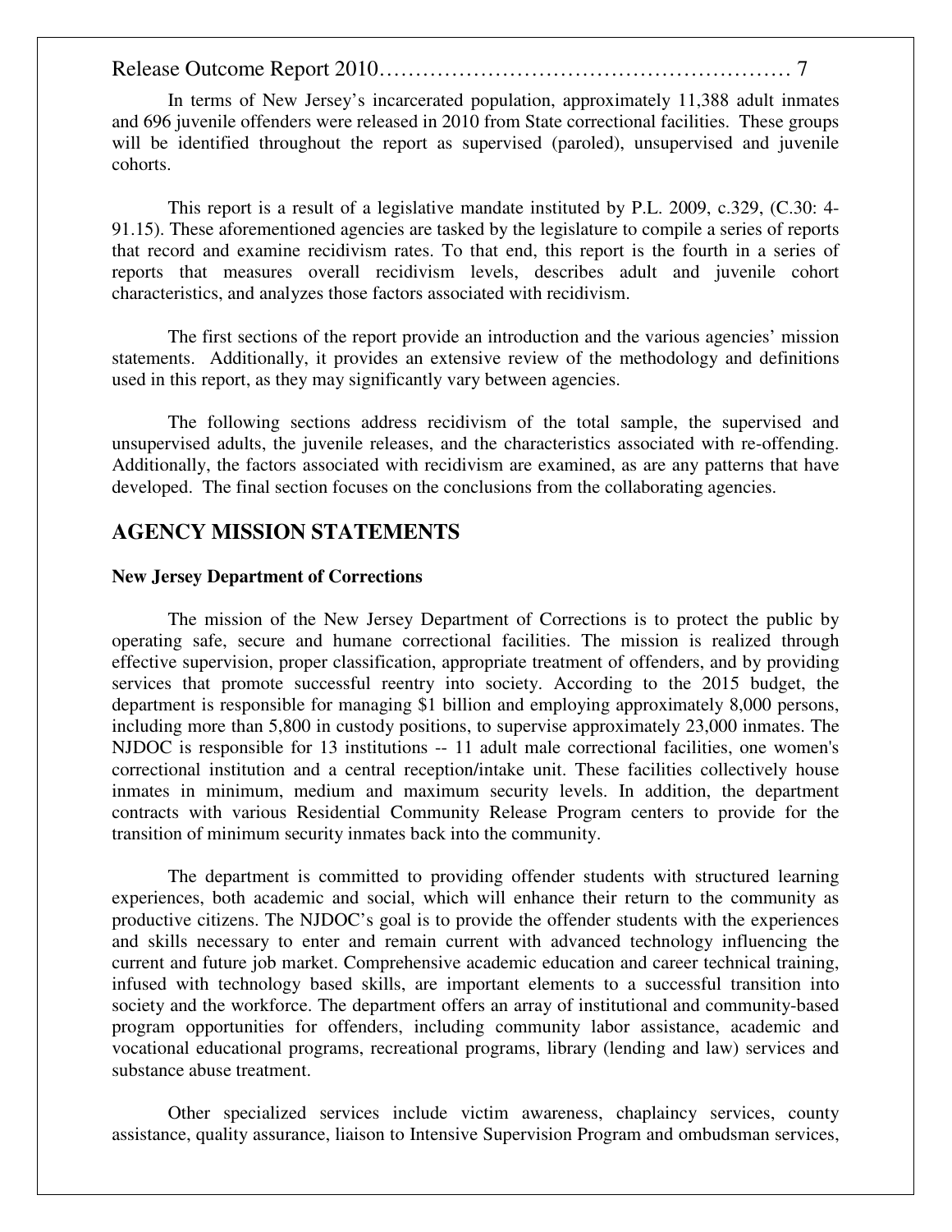In terms of New Jersey's incarcerated population, approximately 11,388 adult inmates and 696 juvenile offenders were released in 2010 from State correctional facilities. These groups will be identified throughout the report as supervised (paroled), unsupervised and juvenile cohorts.

This report is a result of a legislative mandate instituted by P.L. 2009, c.329, (C.30: 4-91.15). These aforementioned agencies are tasked by the legislature to compile a series of reports that record and examine recidivism rates. To that end, this report is the fourth in a series of reports that measures overall recidivism levels, describes adult and juvenile cohort characteristics, and analyzes those factors associated with recidivism.

The first sections of the report provide an introduction and the various agencies' mission statements. Additionally, it provides an extensive review of the methodology and definitions used in this report, as they may significantly vary between agencies.

The following sections address recidivism of the total sample, the supervised and unsupervised adults, the juvenile releases, and the characteristics associated with re-offending. Additionally, the factors associated with recidivism are examined, as are any patterns that have developed. The final section focuses on the conclusions from the collaborating agencies.

## AGENCY MISSION STATEMENTS

**New Jersey Department of Corrections**

The mission of the New Jersey Department of Corrections is to protect the public by operating safe, secure and humane correctional facilities. The mission is realized through effective supervision, proper classification, appropriate treatment of offenders, and by providing services that promote successful reentry into society. According to the 2015 budget, the department is responsible for managing $1 billion and employing approximately 8,000 persons, including more than 5,800 in custody positions, to supervise approximately 23,000 inmates. The NJDOC is responsible for 13 institutions -- 11 adult male correctional facilities, one women's correctional institution and a central reception/intake unit. These facilities collectively house inmates in minimum, medium and maximum security levels. In addition, the department contracts with various Residential Community Release Program centers to provide for the transition of minimum security inmates back into the community.

The department is committed to providing offender students with structured learning experiences, both academic and social, which will enhance their return to the community as productive citizens. The NJDOC's goal is to provide the offender students with the experiences and skills necessary to enter and remain current with advanced technology influencing the current and future job market. Comprehensive academic education and career technical training, infused with technology based skills, are important elements to a successful transition into society and the workforce. The department offers an array of institutional and community-based program opportunities for offenders, including community labor assistance, academic and vocational educational programs, recreational programs, library (lending and law) services and substance abuse treatment.

Other specialized services include victim awareness, chaplaincy services, county assistance, quality assurance, liaison to Intensive Supervision Program and ombudsman services,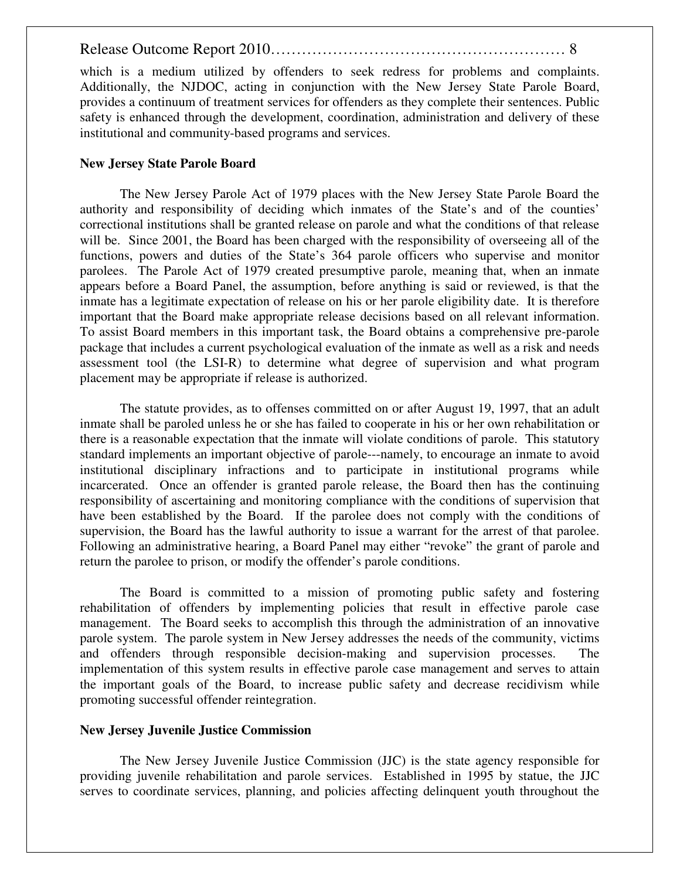which is a medium utilized by offenders to seek redress for problems and complaints. Additionally, the NJDOC, acting in conjunction with the New Jersey State Parole Board, provides a continuum of treatment services for offenders as they complete their sentences. Public safety is enhanced through the development, coordination, administration and delivery of these institutional and community-based programs and services.

**New Jersey State Parole Board**

The New Jersey Parole Act of 1979 places with the New Jersey State Parole Board the authority and responsibility of deciding which inmates of the State's and of the counties' correctional institutions shall be granted release on parole and what the conditions of that release will be. Since 2001, the Board has been charged with the responsibility of overseeing all of the functions, powers and duties of the State's 364 parole officers who supervise and monitor parolees. The Parole Act of 1979 created presumptive parole, meaning that, when an inmate appears before a Board Panel, the assumption, before anything is said or reviewed, is that the inmate has a legitimate expectation of release on his or her parole eligibility date. It is therefore important that the Board make appropriate release decisions based on all relevant information. To assist Board members in this important task, the Board obtains a comprehensive pre-parole package that includes a current psychological evaluation of the inmate as well as a risk and needs assessment tool (the LSI-R) to determine what degree of supervision and what program placement may be appropriate if release is authorized.

The statute provides, as to offenses committed on or after August 19, 1997, that an adult inmate shall be paroled unless he or she has failed to cooperate in his or her own rehabilitation or there is a reasonable expectation that the inmate will violate conditions of parole. This statutory standard implements an important objective of parole---namely, to encourage an inmate to avoid institutional disciplinary infractions and to participate in institutional programs while incarcerated. Once an offender is granted parole release, the Board then has the continuing responsibility of ascertaining and monitoring compliance with the conditions of supervision that have been established by the Board. If the parolee does not comply with the conditions of supervision, the Board has the lawful authority to issue a warrant for the arrest of that parolee. Following an administrative hearing, a Board Panel may either "revoke" the grant of parole and return the parolee to prison, or modify the offender's parole conditions.

The Board is committed to a mission of promoting public safety and fostering rehabilitation of offenders by implementing policies that result in effective parole case management. The Board seeks to accomplish this through the administration of an innovative parole system. The parole system in New Jersey addresses the needs of the community, victims and offenders through responsible decision-making and supervision processes. The implementation of this system results in effective parole case management and serves to attain the important goals of the Board, to increase public safety and decrease recidivism while promoting successful offender reintegration.

**New Jersey Juvenile Justice Commission**

The New Jersey Juvenile Justice Commission (JJC) is the state agency responsible for providing juvenile rehabilitation and parole services. Established in 1995 by statue, the JJC serves to coordinate services, planning, and policies affecting delinquent youth throughout the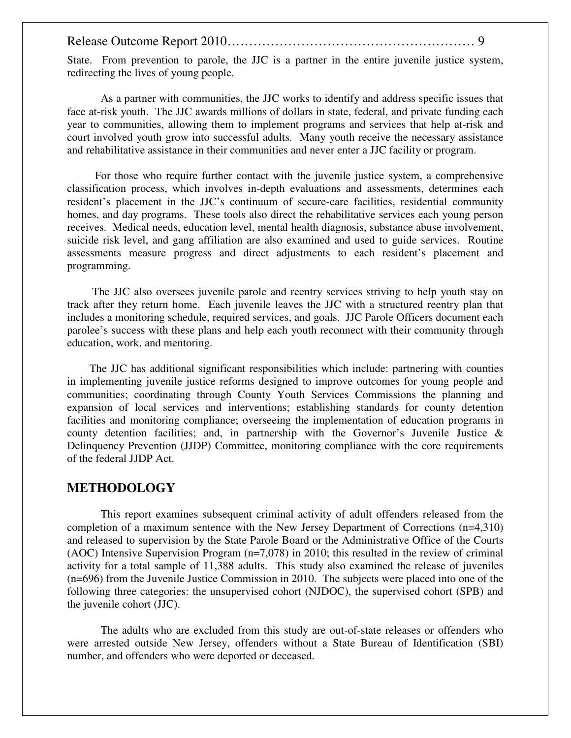State. From prevention to parole, the JJC is a partner in the entire juvenile justice system, redirecting the lives of young people.

As a partner with communities, the JJC works to identify and address specific issues that face at-risk youth. The JJC awards millions of dollars in state, federal, and private funding each year to communities, allowing them to implement programs and services that help at-risk and court involved youth grow into successful adults. Many youth receive the necessary assistance and rehabilitative assistance in their communities and never enter a JJC facility or program.

For those who require further contact with the juvenile justice system, a comprehensive classification process, which involves in-depth evaluations and assessments, determines each resident's placement in the JJC's continuum of secure-care facilities, residential community homes, and day programs. These tools also direct the rehabilitative services each young person receives. Medical needs, education level, mental health diagnosis, substance abuse involvement, suicide risk level, and gang affiliation are also examined and used to guide services. Routine assessments measure progress and direct adjustments to each resident's placement and programming.

The JJC also oversees juvenile parole and reentry services striving to help youth stay on track after they return home. Each juvenile leaves the JJC with a structured reentry plan that includes a monitoring schedule, required services, and goals. JJC Parole Officers document each parolee's success with these plans and help each youth reconnect with their community through education, work, and mentoring.

The JJC has additional significant responsibilities which include: partnering with counties in implementing juvenile justice reforms designed to improve outcomes for young people and communities; coordinating through County Youth Services Commissions the planning and expansion of local services and interventions; establishing standards for county detention facilities and monitoring compliance; overseeing the implementation of education programs in county detention facilities; and, in partnership with the Governor's Juvenile Justice & Delinquency Prevention (JJDP) Committee, monitoring compliance with the core requirements of the federal JJDP Act.

## METHODOLOGY

This report examines subsequent criminal activity of adult offenders released from the completion of a maximum sentence with the New Jersey Department of Corrections (n=4,310) and released to supervision by the State Parole Board or the Administrative Office of the Courts (AOC) Intensive Supervision Program (n=7,078) in 2010; this resulted in the review of criminal activity for a total sample of 11,388 adults. This study also examined the release of juveniles (n=696) from the Juvenile Justice Commission in 2010. The subjects were placed into one of the following three categories: the unsupervised cohort (NJDOC), the supervised cohort (SPB) and the juvenile cohort (JJC).

The adults who are excluded from this study are out-of-state releases or offenders who were arrested outside New Jersey, offenders without a State Bureau of Identification (SBI) number, and offenders who were deported or deceased.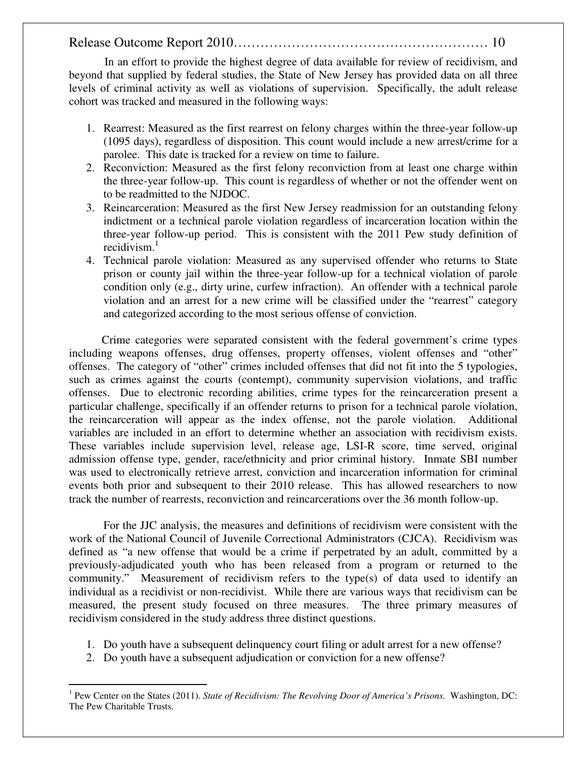In an effort to provide the highest degree of data available for review of recidivism, and beyond that supplied by federal studies, the State of New Jersey has provided data on all three levels of criminal activity as well as violations of supervision. Specifically, the adult release cohort was tracked and measured in the following ways:

1. Rearrest: Measured as the first rearrest on felony charges within the three-year follow-up (1095 days), regardless of disposition. This count would include a new arrest/crime for a parolee. This date is tracked for a review on time to failure.
2. Reconviction: Measured as the first felony reconviction from at least one charge within the three-year follow-up. This count is regardless of whether or not the offender went on to be readmitted to the NJDOC.
3. Reincarceration: Measured as the first New Jersey readmission for an outstanding felony indictment or a technical parole violation regardless of incarceration location within the three-year follow-up period. This is consistent with the 2011 Pew study definition of recidivism.[1]
4. Technical parole violation: Measured as any supervised offender who returns to State prison or county jail within the three-year follow-up for a technical violation of parole condition only (e.g., dirty urine, curfew infraction). An offender with a technical parole violation and an arrest for a new crime will be classified under the "rearrest" category and categorized according to the most serious offense of conviction.

Crime categories were separated consistent with the federal government's crime types including weapons offenses, drug offenses, property offenses, violent offenses and "other" offenses. The category of "other" crimes included offenses that did not fit into the 5 typologies, such as crimes against the courts (contempt), community supervision violations, and traffic offenses. Due to electronic recording abilities, crime types for the reincarceration present a particular challenge, specifically if an offender returns to prison for a technical parole violation, the reincarceration will appear as the index offense, not the parole violation. Additional variables are included in an effort to determine whether an association with recidivism exists. These variables include supervision level, release age, LSI-R score, time served, original admission offense type, gender, race/ethnicity and prior criminal history. Inmate SBI number was used to electronically retrieve arrest, conviction and incarceration information for criminal events both prior and subsequent to their 2010 release. This has allowed researchers to now track the number of rearrests, reconviction and reincarcerations over the 36 month follow-up.

For the JJC analysis, the measures and definitions of recidivism were consistent with the work of the National Council of Juvenile Correctional Administrators (CJCA). Recidivism was defined as "a new offense that would be a crime if perpetrated by an adult, committed by a previously-adjudicated youth who has been released from a program or returned to the community." Measurement of recidivism refers to the type(s) of data used to identify an individual as a recidivist or non-recidivist. While there are various ways that recidivism can be measured, the present study focused on three measures. The three primary measures of recidivism considered in the study address three distinct questions.

1. Do youth have a subsequent delinquency court filing or adult arrest for a new offense?
2. Do youth have a subsequent adjudication or conviction for a new offense?

---

[1] Pew Center on the States (2011). *State of Recidivism: The Revolving Door of America's Prisons.* Washington, DC: The Pew Charitable Trusts.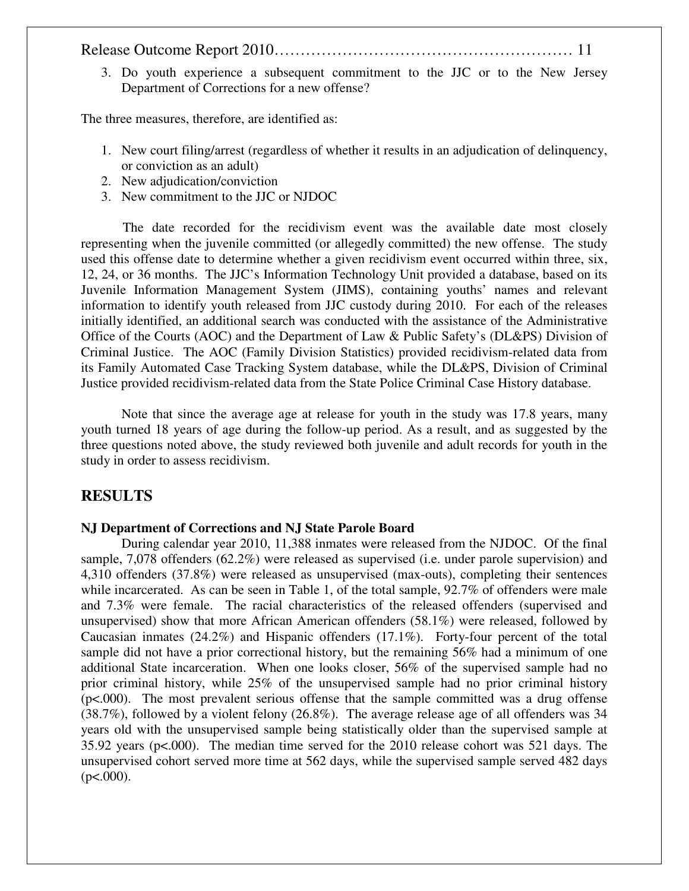3. Do youth experience a subsequent commitment to the JJC or to the New Jersey Department of Corrections for a new offense?

The three measures, therefore, are identified as:

1. New court filing/arrest (regardless of whether it results in an adjudication of delinquency, or conviction as an adult)
2. New adjudication/conviction
3. New commitment to the JJC or NJDOC

The date recorded for the recidivism event was the available date most closely representing when the juvenile committed (or allegedly committed) the new offense. The study used this offense date to determine whether a given recidivism event occurred within three, six, 12, 24, or 36 months. The JJC's Information Technology Unit provided a database, based on its Juvenile Information Management System (JIMS), containing youths' names and relevant information to identify youth released from JJC custody during 2010. For each of the releases initially identified, an additional search was conducted with the assistance of the Administrative Office of the Courts (AOC) and the Department of Law & Public Safety's (DL&PS) Division of Criminal Justice. The AOC (Family Division Statistics) provided recidivism-related data from its Family Automated Case Tracking System database, while the DL&PS, Division of Criminal Justice provided recidivism-related data from the State Police Criminal Case History database.

Note that since the average age at release for youth in the study was 17.8 years, many youth turned 18 years of age during the follow-up period. As a result, and as suggested by the three questions noted above, the study reviewed both juvenile and adult records for youth in the study in order to assess recidivism.

## RESULTS

**NJ Department of Corrections and NJ State Parole Board**

During calendar year 2010, 11,388 inmates were released from the NJDOC. Of the final sample, 7,078 offenders (62.2%) were released as supervised (i.e. under parole supervision) and 4,310 offenders (37.8%) were released as unsupervised (max-outs), completing their sentences while incarcerated. As can be seen in Table 1, of the total sample, 92.7% of offenders were male and 7.3% were female. The racial characteristics of the released offenders (supervised and unsupervised) show that more African American offenders (58.1%) were released, followed by Caucasian inmates (24.2%) and Hispanic offenders (17.1%). Forty-four percent of the total sample did not have a prior correctional history, but the remaining 56% had a minimum of one additional State incarceration. When one looks closer, 56% of the supervised sample had no prior criminal history, while 25% of the unsupervised sample had no prior criminal history ($p<.000$). The most prevalent serious offense that the sample committed was a drug offense (38.7%), followed by a violent felony (26.8%). The average release age of all offenders was 34 years old with the unsupervised sample being statistically older than the supervised sample at 35.92 years ($p<.000$). The median time served for the 2010 release cohort was 521 days. The unsupervised cohort served more time at 562 days, while the supervised sample served 482 days ($p<.000$).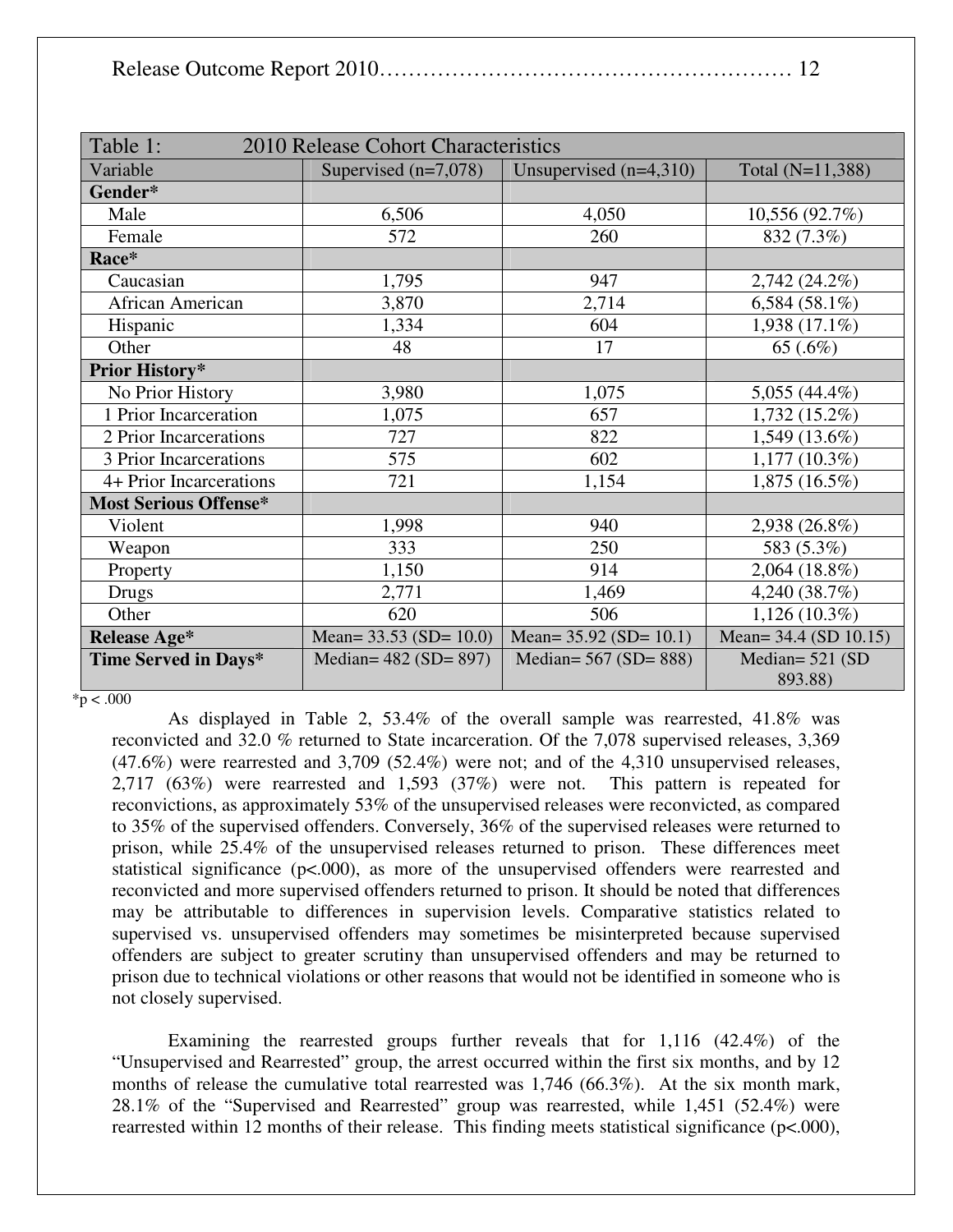| Table 1: 2010 Release Cohort Characteristics | | | |
|---|---|---|---|
| Variable | Supervised (n=7,078) | Unsupervised (n=4,310) | Total (N=11,388) |
| **Gender*** | | | |
| Male | 6,506 | 4,050 | 10,556 (92.7%) |
| Female | 572 | 260 | 832 (7.3%) |
| **Race*** | | | |
| Caucasian | 1,795 | 947 | 2,742 (24.2%) |
| African American | 3,870 | 2,714 | 6,584 (58.1%) |
| Hispanic | 1,334 | 604 | 1,938 (17.1%) |
| Other | 48 | 17 | 65 (.6%) |
| **Prior History*** | | | |
| No Prior History | 3,980 | 1,075 | 5,055 (44.4%) |
| 1 Prior Incarceration | 1,075 | 657 | 1,732 (15.2%) |
| 2 Prior Incarcerations | 727 | 822 | 1,549 (13.6%) |
| 3 Prior Incarcerations | 575 | 602 | 1,177 (10.3%) |
| 4+ Prior Incarcerations | 721 | 1,154 | 1,875 (16.5%) |
| **Most Serious Offense*** | | | |
| Violent | 1,998 | 940 | 2,938 (26.8%) |
| Weapon | 333 | 250 | 583 (5.3%) |
| Property | 1,150 | 914 | 2,064 (18.8%) |
| Drugs | 2,771 | 1,469 | 4,240 (38.7%) |
| Other | 620 | 506 | 1,126 (10.3%) |
| **Release Age*** | Mean= 33.53 (SD= 10.0) | Mean= 35.92 (SD= 10.1) | Mean= 34.4 (SD 10.15) |
| **Time Served in Days*** | Median= 482 (SD= 897) | Median= 567 (SD= 888) | Median= 521 (SD 893.88) |

*p < .000

As displayed in Table 2, 53.4% of the overall sample was rearrested, 41.8% was reconvicted and 32.0 % returned to State incarceration. Of the 7,078 supervised releases, 3,369 (47.6%) were rearrested and 3,709 (52.4%) were not; and of the 4,310 unsupervised releases, 2,717 (63%) were rearrested and 1,593 (37%) were not. This pattern is repeated for reconvictions, as approximately 53% of the unsupervised releases were reconvicted, as compared to 35% of the supervised offenders. Conversely, 36% of the supervised releases were returned to prison, while 25.4% of the unsupervised releases returned to prison. These differences meet statistical significance (p<.000), as more of the unsupervised offenders were rearrested and reconvicted and more supervised offenders returned to prison. It should be noted that differences may be attributable to differences in supervision levels. Comparative statistics related to supervised vs. unsupervised offenders may sometimes be misinterpreted because supervised offenders are subject to greater scrutiny than unsupervised offenders and may be returned to prison due to technical violations or other reasons that would not be identified in someone who is not closely supervised.

Examining the rearrested groups further reveals that for 1,116 (42.4%) of the "Unsupervised and Rearrested" group, the arrest occurred within the first six months, and by 12 months of release the cumulative total rearrested was 1,746 (66.3%). At the six month mark, 28.1% of the "Supervised and Rearrested" group was rearrested, while 1,451 (52.4%) were rearrested within 12 months of their release. This finding meets statistical significance (p<.000),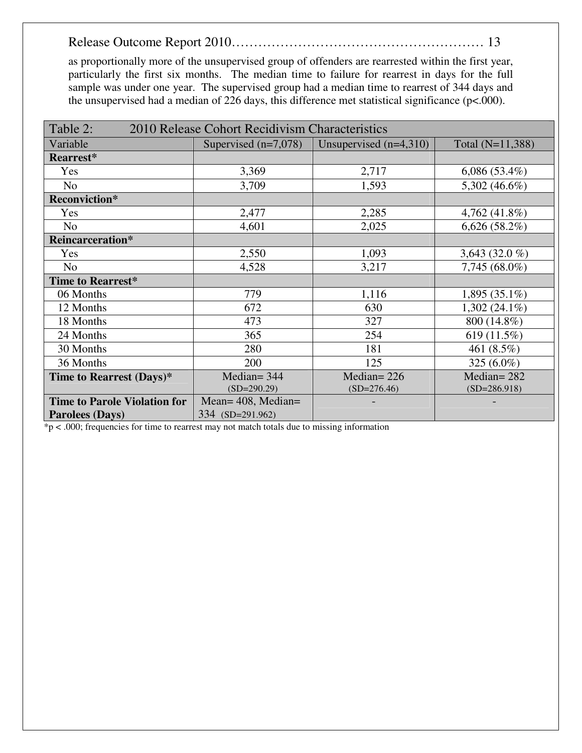as proportionally more of the unsupervised group of offenders are rearrested within the first year, particularly the first six months. The median time to failure for rearrest in days for the full sample was under one year. The supervised group had a median time to rearrest of 344 days and the unsupervised had a median of 226 days, this difference met statistical significance ($p<.000$).

| Table 2: 2010 Release Cohort Recidivism Characteristics | | | |
|---|---|---|---|
| Variable | Supervised (n=7,078) | Unsupervised (n=4,310) | Total (N=11,388) |
| **Rearrest*** | | | |
| Yes | 3,369 | 2,717 | 6,086 (53.4%) |
| No | 3,709 | 1,593 | 5,302 (46.6%) |
| **Reconviction*** | | | |
| Yes | 2,477 | 2,285 | 4,762 (41.8%) |
| No | 4,601 | 2,025 | 6,626 (58.2%) |
| **Reincarceration*** | | | |
| Yes | 2,550 | 1,093 | 3,643 (32.0 %) |
| No | 4,528 | 3,217 | 7,745 (68.0%) |
| **Time to Rearrest*** | | | |
| 06 Months | 779 | 1,116 | 1,895 (35.1%) |
| 12 Months | 672 | 630 | 1,302 (24.1%) |
| 18 Months | 473 | 327 | 800 (14.8%) |
| 24 Months | 365 | 254 | 619 (11.5%) |
| 30 Months | 280 | 181 | 461 (8.5%) |
| 36 Months | 200 | 125 | 325 (6.0%) |
| **Time to Rearrest (Days)*** | Median= 344 (SD=290.29) | Median= 226 (SD=276.46) | Median= 282 (SD=286.918) |
| **Time to Parole Violation for Parolees (Days)** | Mean= 408, Median= 334 (SD=291.962) | - | - |

*$p < .000$; frequencies for time to rearrest may not match totals due to missing information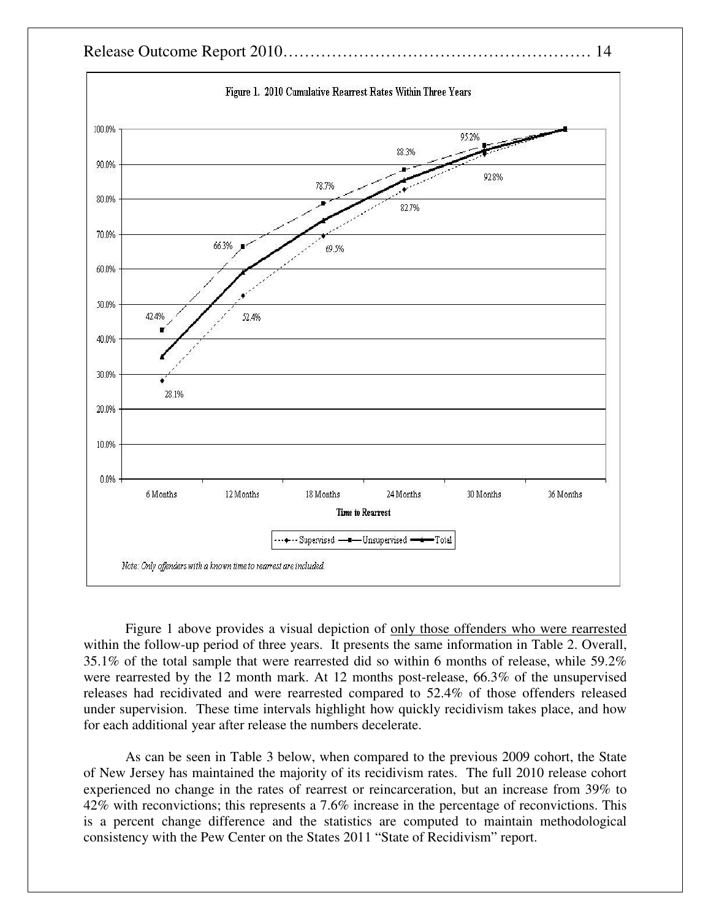Figure 1. 2010 Cumulative Rearrest Rates Within Three Years

Note: Only offenders with a known time to rearrest are included.

Figure 1 above provides a visual depiction of <u>only those offenders who were rearrested</u> within the follow-up period of three years. It presents the same information in Table 2. Overall, 35.1% of the total sample that were rearrested did so within 6 months of release, while 59.2% were rearrested by the 12 month mark. At 12 months post-release, 66.3% of the unsupervised releases had recidivated and were rearrested compared to 52.4% of those offenders released under supervision. These time intervals highlight how quickly recidivism takes place, and how for each additional year after release the numbers decelerate.

As can be seen in Table 3 below, when compared to the previous 2009 cohort, the State of New Jersey has maintained the majority of its recidivism rates. The full 2010 release cohort experienced no change in the rates of rearrest or reincarceration, but an increase from 39% to 42% with reconvictions; this represents a 7.6% increase in the percentage of reconvictions. This is a percent change difference and the statistics are computed to maintain methodological consistency with the Pew Center on the States 2011 "State of Recidivism" report.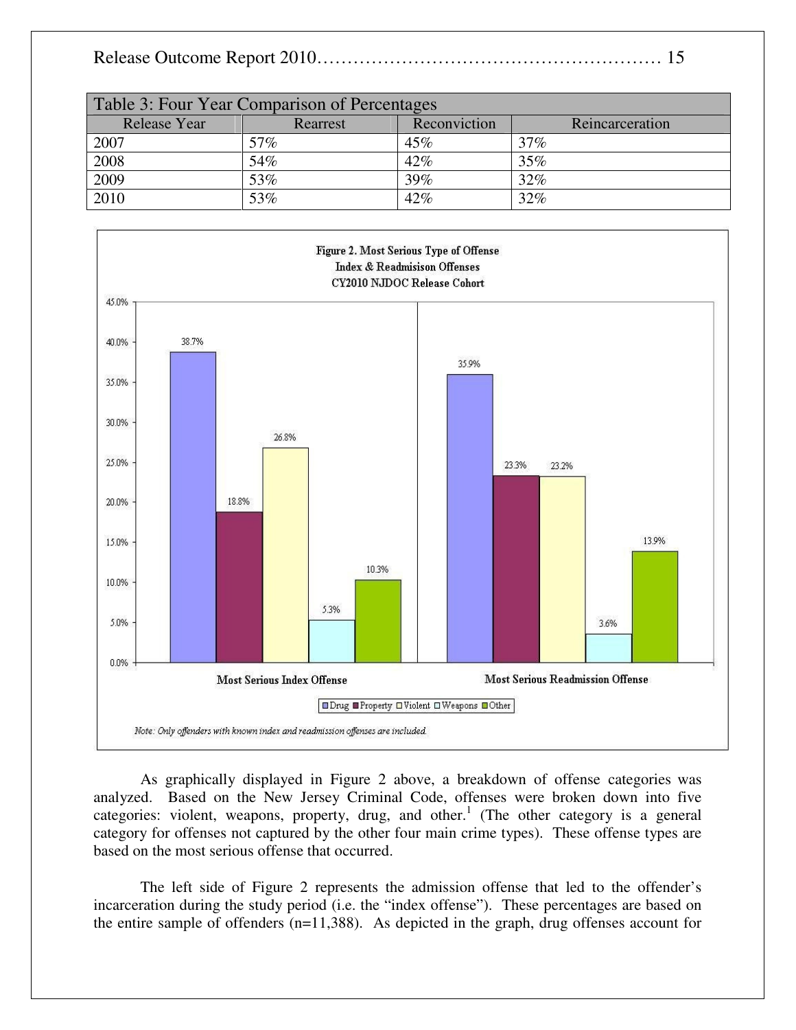| Table 3: Four Year Comparison of Percentages | | | |
|---|---|---|---|
| Release Year | Rearrest | Reconviction | Reincarceration |
| 2007 | 57% | 45% | 37% |
| 2008 | 54% | 42% | 35% |
| 2009 | 53% | 39% | 32% |
| 2010 | 53% | 42% | 32% |

**Figure 2. Most Serious Type of Offense**
**Index & Readmisison Offenses**
**CY2010 NJDOC Release Cohort**

| | Drug | Property | Violent | Weapons | Other |
|---|---|---|---|---|---|
| Most Serious Index Offense | 38.7% | 18.8% | 26.8% | 5.3% | 10.3% |
| Most Serious Readmission Offense | 35.9% | 23.3% | 23.2% | 3.6% | 13.9% |

*Note: Only offenders with known index and readmission offenses are included.*

As graphically displayed in Figure 2 above, a breakdown of offense categories was analyzed. Based on the New Jersey Criminal Code, offenses were broken down into five categories: violent, weapons, property, drug, and other.[1] (The other category is a general category for offenses not captured by the other four main crime types). These offense types are based on the most serious offense that occurred.

The left side of Figure 2 represents the admission offense that led to the offender's incarceration during the study period (i.e. the "index offense"). These percentages are based on the entire sample of offenders (n=11,388). As depicted in the graph, drug offenses account for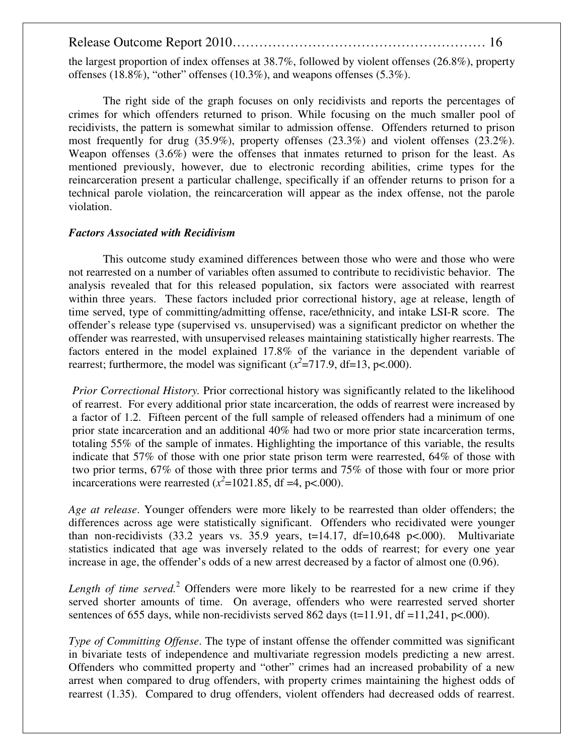the largest proportion of index offenses at 38.7%, followed by violent offenses (26.8%), property offenses (18.8%), "other" offenses (10.3%), and weapons offenses (5.3%).

The right side of the graph focuses on only recidivists and reports the percentages of crimes for which offenders returned to prison. While focusing on the much smaller pool of recidivists, the pattern is somewhat similar to admission offense. Offenders returned to prison most frequently for drug (35.9%), property offenses (23.3%) and violent offenses (23.2%). Weapon offenses (3.6%) were the offenses that inmates returned to prison for the least. As mentioned previously, however, due to electronic recording abilities, crime types for the reincarceration present a particular challenge, specifically if an offender returns to prison for a technical parole violation, the reincarceration will appear as the index offense, not the parole violation.

### *Factors Associated with Recidivism*

This outcome study examined differences between those who were and those who were not rearrested on a number of variables often assumed to contribute to recidivistic behavior. The analysis revealed that for this released population, six factors were associated with rearrest within three years. These factors included prior correctional history, age at release, length of time served, type of committing/admitting offense, race/ethnicity, and intake LSI-R score. The offender's release type (supervised vs. unsupervised) was a significant predictor on whether the offender was rearrested, with unsupervised releases maintaining statistically higher rearrests. The factors entered in the model explained 17.8% of the variance in the dependent variable of rearrest; furthermore, the model was significant ($x^2$=717.9, df=13, p<.000).

*Prior Correctional History.* Prior correctional history was significantly related to the likelihood of rearrest. For every additional prior state incarceration, the odds of rearrest were increased by a factor of 1.2. Fifteen percent of the full sample of released offenders had a minimum of one prior state incarceration and an additional 40% had two or more prior state incarceration terms, totaling 55% of the sample of inmates. Highlighting the importance of this variable, the results indicate that 57% of those with one prior state prison term were rearrested, 64% of those with two prior terms, 67% of those with three prior terms and 75% of those with four or more prior incarcerations were rearrested ($x^2$=1021.85, df =4, p<.000).

*Age at release*. Younger offenders were more likely to be rearrested than older offenders; the differences across age were statistically significant. Offenders who recidivated were younger than non-recidivists (33.2 years vs. 35.9 years, t=14.17, df=10,648 p<.000). Multivariate statistics indicated that age was inversely related to the odds of rearrest; for every one year increase in age, the offender's odds of a new arrest decreased by a factor of almost one (0.96).

*Length of time served.*[2] Offenders were more likely to be rearrested for a new crime if they served shorter amounts of time. On average, offenders who were rearrested served shorter sentences of 655 days, while non-recidivists served 862 days (t=11.91, df =11,241, p<.000).

*Type of Committing Offense*. The type of instant offense the offender committed was significant in bivariate tests of independence and multivariate regression models predicting a new arrest. Offenders who committed property and "other" crimes had an increased probability of a new arrest when compared to drug offenders, with property crimes maintaining the highest odds of rearrest (1.35). Compared to drug offenders, violent offenders had decreased odds of rearrest.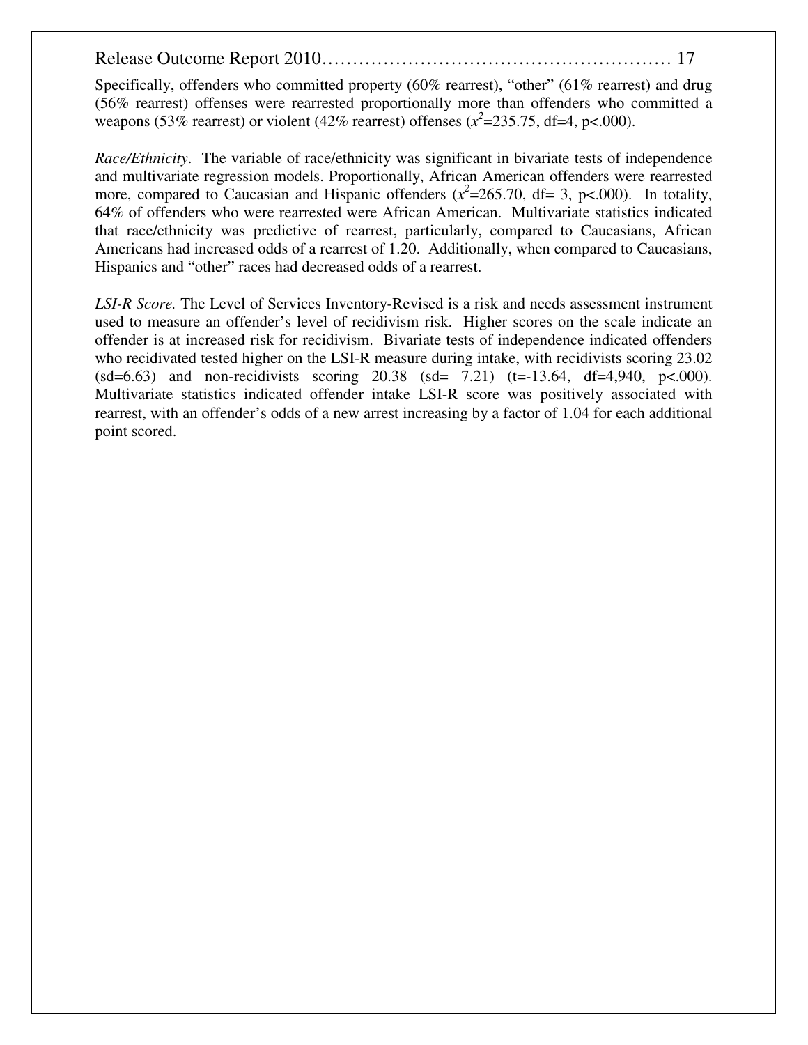Specifically, offenders who committed property (60% rearrest), "other" (61% rearrest) and drug (56% rearrest) offenses were rearrested proportionally more than offenders who committed a weapons (53% rearrest) or violent (42% rearrest) offenses ($x^2$=235.75, df=4, p<.000).

*Race/Ethnicity*. The variable of race/ethnicity was significant in bivariate tests of independence and multivariate regression models. Proportionally, African American offenders were rearrested more, compared to Caucasian and Hispanic offenders ($x^2$=265.70, df= 3, p<.000). In totality, 64% of offenders who were rearrested were African American. Multivariate statistics indicated that race/ethnicity was predictive of rearrest, particularly, compared to Caucasians, African Americans had increased odds of a rearrest of 1.20. Additionally, when compared to Caucasians, Hispanics and "other" races had decreased odds of a rearrest.

*LSI-R Score*. The Level of Services Inventory-Revised is a risk and needs assessment instrument used to measure an offender's level of recidivism risk. Higher scores on the scale indicate an offender is at increased risk for recidivism. Bivariate tests of independence indicated offenders who recidivated tested higher on the LSI-R measure during intake, with recidivists scoring 23.02 (sd=6.63) and non-recidivists scoring 20.38 (sd= 7.21) (t=-13.64, df=4,940, p<.000). Multivariate statistics indicated offender intake LSI-R score was positively associated with rearrest, with an offender's odds of a new arrest increasing by a factor of 1.04 for each additional point scored.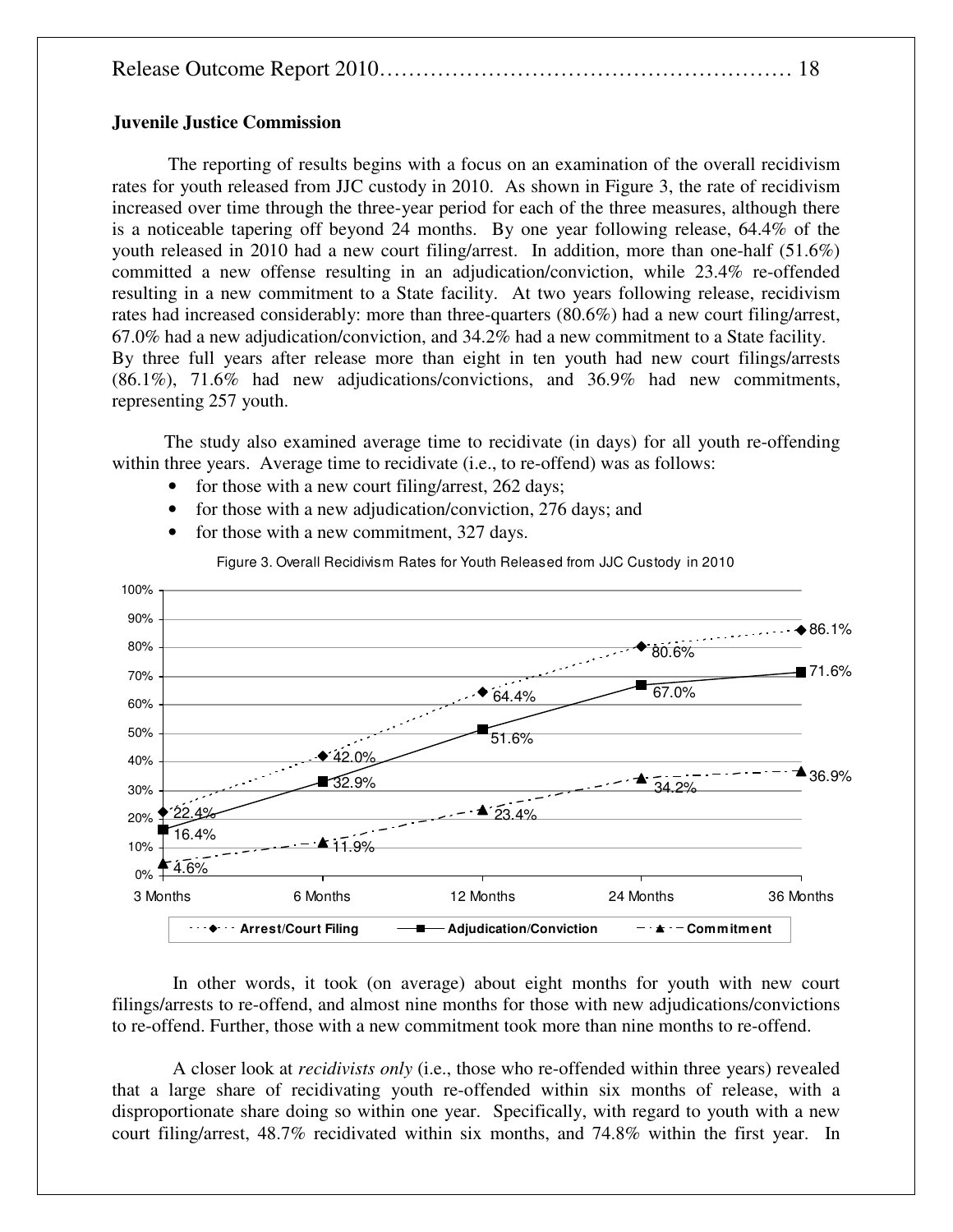### Juvenile Justice Commission

The reporting of results begins with a focus on an examination of the overall recidivism rates for youth released from JJC custody in 2010. As shown in Figure 3, the rate of recidivism increased over time through the three-year period for each of the three measures, although there is a noticeable tapering off beyond 24 months. By one year following release, 64.4% of the youth released in 2010 had a new court filing/arrest. In addition, more than one-half (51.6%) committed a new offense resulting in an adjudication/conviction, while 23.4% re-offended resulting in a new commitment to a State facility. At two years following release, recidivism rates had increased considerably: more than three-quarters (80.6%) had a new court filing/arrest, 67.0% had a new adjudication/conviction, and 34.2% had a new commitment to a State facility. By three full years after release more than eight in ten youth had new court filings/arrests (86.1%), 71.6% had new adjudications/convictions, and 36.9% had new commitments, representing 257 youth.

The study also examined average time to recidivate (in days) for all youth re-offending within three years. Average time to recidivate (i.e., to re-offend) was as follows:

- for those with a new court filing/arrest, 262 days;
- for those with a new adjudication/conviction, 276 days; and
- for those with a new commitment, 327 days.

Figure 3. Overall Recidivism Rates for Youth Released from JJC Custody in 2010

| | 3 Months | 6 Months | 12 Months | 24 Months | 36 Months |
|---|---|---|---|---|---|
| Arrest/Court Filing | 22.4% | 42.0% | 64.4% | 80.6% | 86.1% |
| Adjudication/Conviction | 16.4% | 32.9% | 51.6% | 67.0% | 71.6% |
| Commitment | 4.6% | 11.9% | 23.4% | 34.2% | 36.9% |

In other words, it took (on average) about eight months for youth with new court filings/arrests to re-offend, and almost nine months for those with new adjudications/convictions to re-offend. Further, those with a new commitment took more than nine months to re-offend.

A closer look at *recidivists only* (i.e., those who re-offended within three years) revealed that a large share of recidivating youth re-offended within six months of release, with a disproportionate share doing so within one year. Specifically, with regard to youth with a new court filing/arrest, 48.7% recidivated within six months, and 74.8% within the first year. In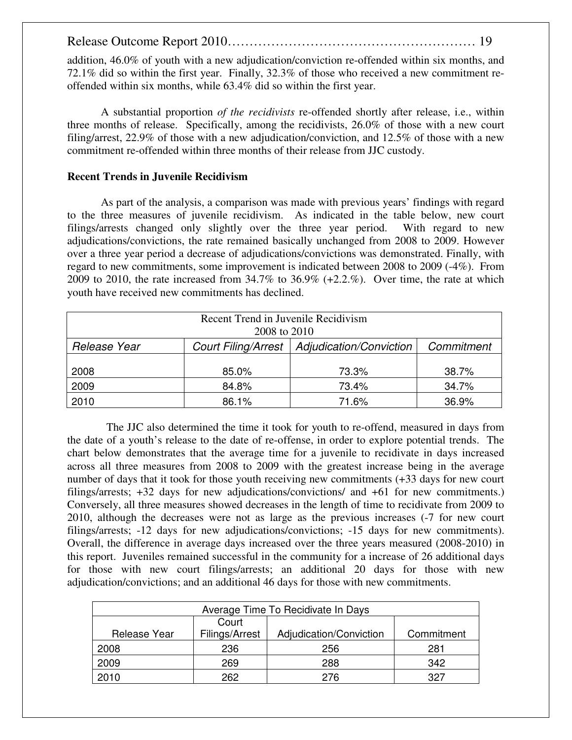addition, 46.0% of youth with a new adjudication/conviction re-offended within six months, and 72.1% did so within the first year. Finally, 32.3% of those who received a new commitment re-offended within six months, while 63.4% did so within the first year.

A substantial proportion *of the recidivists* re-offended shortly after release, i.e., within three months of release. Specifically, among the recidivists, 26.0% of those with a new court filing/arrest, 22.9% of those with a new adjudication/conviction, and 12.5% of those with a new commitment re-offended within three months of their release from JJC custody.

**Recent Trends in Juvenile Recidivism**

As part of the analysis, a comparison was made with previous years' findings with regard to the three measures of juvenile recidivism. As indicated in the table below, new court filings/arrests changed only slightly over the three year period. With regard to new adjudications/convictions, the rate remained basically unchanged from 2008 to 2009. However over a three year period a decrease of adjudications/convictions was demonstrated. Finally, with regard to new commitments, some improvement is indicated between 2008 to 2009 (-4%). From 2009 to 2010, the rate increased from 34.7% to 36.9% (+2.2.%). Over time, the rate at which youth have received new commitments has declined.

| Recent Trend in Juvenile Recidivism 2008 to 2010 | | | |
|---|---|---|---|
| *Release Year* | *Court Filing/Arrest* | *Adjudication/Conviction* | *Commitment* |
| 2008 | 85.0% | 73.3% | 38.7% |
| 2009 | 84.8% | 73.4% | 34.7% |
| 2010 | 86.1% | 71.6% | 36.9% |

The JJC also determined the time it took for youth to re-offend, measured in days from the date of a youth's release to the date of re-offense, in order to explore potential trends. The chart below demonstrates that the average time for a juvenile to recidivate in days increased across all three measures from 2008 to 2009 with the greatest increase being in the average number of days that it took for those youth receiving new commitments (+33 days for new court filings/arrests; +32 days for new adjudications/convictions/ and +61 for new commitments.) Conversely, all three measures showed decreases in the length of time to recidivate from 2009 to 2010, although the decreases were not as large as the previous increases (-7 for new court filings/arrests; -12 days for new adjudications/convictions; -15 days for new commitments). Overall, the difference in average days increased over the three years measured (2008-2010) in this report. Juveniles remained successful in the community for a increase of 26 additional days for those with new court filings/arrests; an additional 20 days for those with new adjudication/convictions; and an additional 46 days for those with new commitments.

| Average Time To Recidivate In Days | | | |
|---|---|---|---|
| Release Year | Court Filings/Arrest | Adjudication/Conviction | Commitment |
| 2008 | 236 | 256 | 281 |
| 2009 | 269 | 288 | 342 |
| 2010 | 262 | 276 | 327 |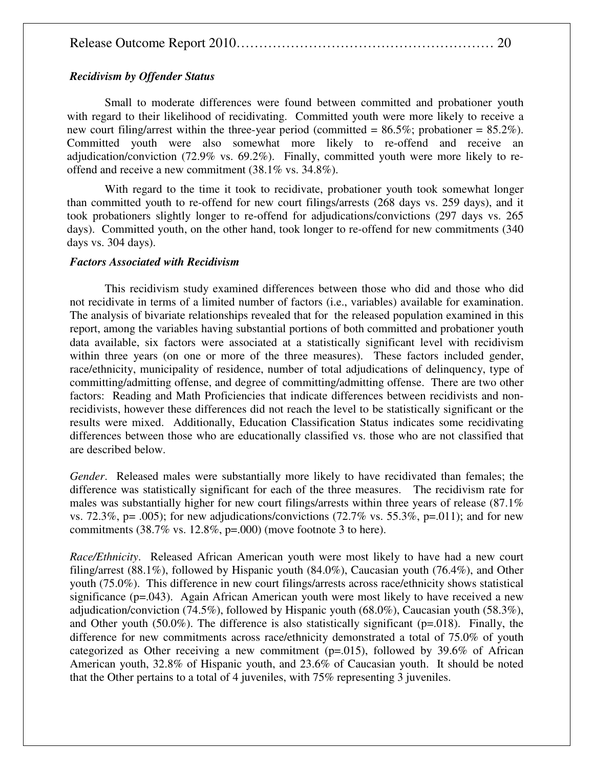### *Recidivism by Offender Status*

Small to moderate differences were found between committed and probationer youth with regard to their likelihood of recidivating. Committed youth were more likely to receive a new court filing/arrest within the three-year period (committed = 86.5%; probationer = 85.2%). Committed youth were also somewhat more likely to re-offend and receive an adjudication/conviction (72.9% vs. 69.2%). Finally, committed youth were more likely to re-offend and receive a new commitment (38.1% vs. 34.8%).

With regard to the time it took to recidivate, probationer youth took somewhat longer than committed youth to re-offend for new court filings/arrests (268 days vs. 259 days), and it took probationers slightly longer to re-offend for adjudications/convictions (297 days vs. 265 days). Committed youth, on the other hand, took longer to re-offend for new commitments (340 days vs. 304 days).

### *Factors Associated with Recidivism*

This recidivism study examined differences between those who did and those who did not recidivate in terms of a limited number of factors (i.e., variables) available for examination. The analysis of bivariate relationships revealed that for the released population examined in this report, among the variables having substantial portions of both committed and probationer youth data available, six factors were associated at a statistically significant level with recidivism within three years (on one or more of the three measures). These factors included gender, race/ethnicity, municipality of residence, number of total adjudications of delinquency, type of committing/admitting offense, and degree of committing/admitting offense. There are two other factors: Reading and Math Proficiencies that indicate differences between recidivists and non-recidivists, however these differences did not reach the level to be statistically significant or the results were mixed. Additionally, Education Classification Status indicates some recidivating differences between those who are educationally classified vs. those who are not classified that are described below.

*Gender*. Released males were substantially more likely to have recidivated than females; the difference was statistically significant for each of the three measures. The recidivism rate for males was substantially higher for new court filings/arrests within three years of release (87.1% vs. 72.3%, p= .005); for new adjudications/convictions (72.7% vs. 55.3%, p=.011); and for new commitments (38.7% vs. 12.8%, p=.000) (move footnote 3 to here).

*Race/Ethnicity*. Released African American youth were most likely to have had a new court filing/arrest (88.1%), followed by Hispanic youth (84.0%), Caucasian youth (76.4%), and Other youth (75.0%). This difference in new court filings/arrests across race/ethnicity shows statistical significance (p=.043). Again African American youth were most likely to have received a new adjudication/conviction (74.5%), followed by Hispanic youth (68.0%), Caucasian youth (58.3%), and Other youth (50.0%). The difference is also statistically significant (p=.018). Finally, the difference for new commitments across race/ethnicity demonstrated a total of 75.0% of youth categorized as Other receiving a new commitment (p=.015), followed by 39.6% of African American youth, 32.8% of Hispanic youth, and 23.6% of Caucasian youth. It should be noted that the Other pertains to a total of 4 juveniles, with 75% representing 3 juveniles.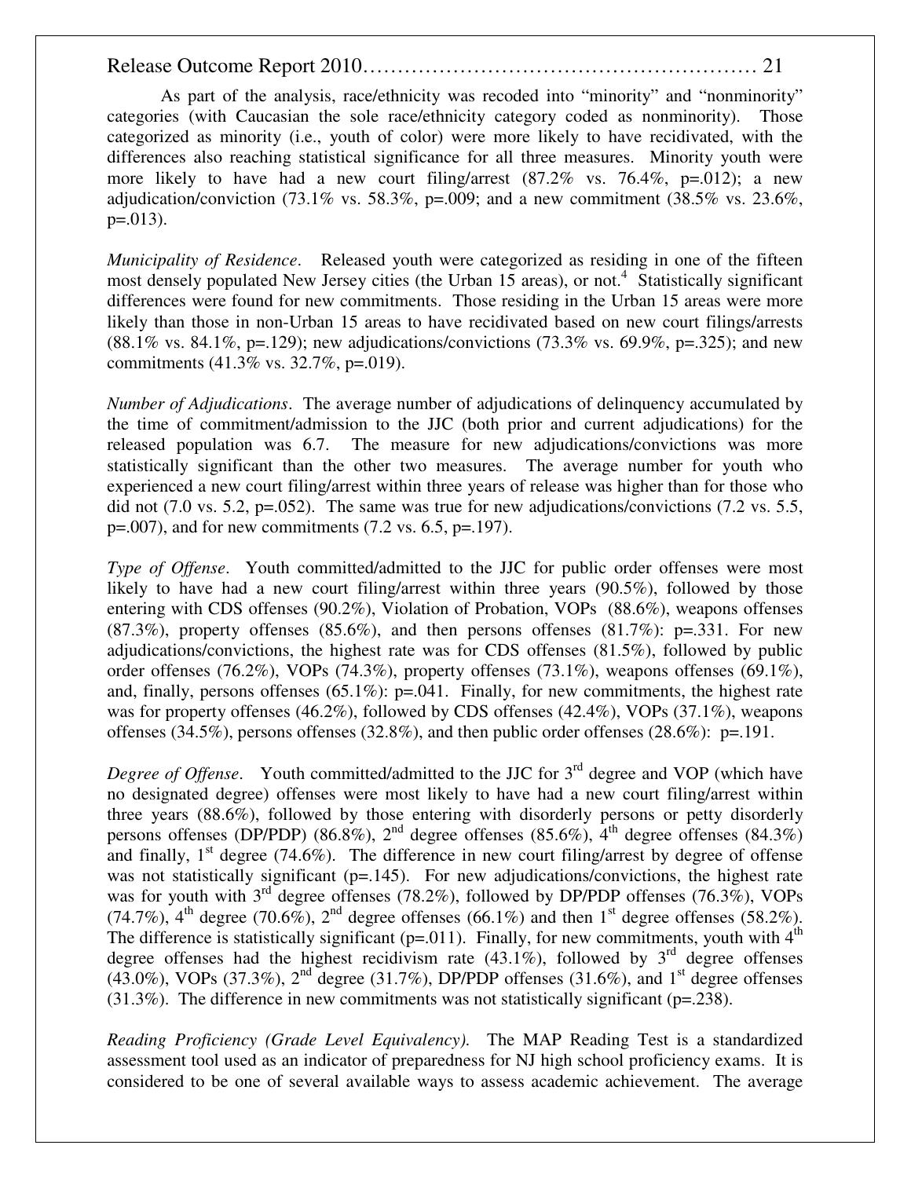As part of the analysis, race/ethnicity was recoded into "minority" and "nonminority" categories (with Caucasian the sole race/ethnicity category coded as nonminority). Those categorized as minority (i.e., youth of color) were more likely to have recidivated, with the differences also reaching statistical significance for all three measures. Minority youth were more likely to have had a new court filing/arrest (87.2% vs. 76.4%, p=.012); a new adjudication/conviction (73.1% vs. 58.3%, p=.009; and a new commitment (38.5% vs. 23.6%, p=.013).

*Municipality of Residence*. Released youth were categorized as residing in one of the fifteen most densely populated New Jersey cities (the Urban 15 areas), or not.[4] Statistically significant differences were found for new commitments. Those residing in the Urban 15 areas were more likely than those in non-Urban 15 areas to have recidivated based on new court filings/arrests (88.1% vs. 84.1%, p=.129); new adjudications/convictions (73.3% vs. 69.9%, p=.325); and new commitments (41.3% vs. 32.7%, p=.019).

*Number of Adjudications*. The average number of adjudications of delinquency accumulated by the time of commitment/admission to the JJC (both prior and current adjudications) for the released population was 6.7. The measure for new adjudications/convictions was more statistically significant than the other two measures. The average number for youth who experienced a new court filing/arrest within three years of release was higher than for those who did not (7.0 vs. 5.2, p=.052). The same was true for new adjudications/convictions (7.2 vs. 5.5, p=.007), and for new commitments (7.2 vs. 6.5, p=.197).

*Type of Offense*. Youth committed/admitted to the JJC for public order offenses were most likely to have had a new court filing/arrest within three years (90.5%), followed by those entering with CDS offenses (90.2%), Violation of Probation, VOPs (88.6%), weapons offenses (87.3%), property offenses (85.6%), and then persons offenses (81.7%): p=.331. For new adjudications/convictions, the highest rate was for CDS offenses (81.5%), followed by public order offenses (76.2%), VOPs (74.3%), property offenses (73.1%), weapons offenses (69.1%), and, finally, persons offenses (65.1%): p=.041. Finally, for new commitments, the highest rate was for property offenses (46.2%), followed by CDS offenses (42.4%), VOPs (37.1%), weapons offenses (34.5%), persons offenses (32.8%), and then public order offenses (28.6%): p=.191.

*Degree of Offense*. Youth committed/admitted to the JJC for 3rd degree and VOP (which have no designated degree) offenses were most likely to have had a new court filing/arrest within three years (88.6%), followed by those entering with disorderly persons or petty disorderly persons offenses (DP/PDP) (86.8%), 2nd degree offenses (85.6%), 4th degree offenses (84.3%) and finally, 1st degree (74.6%). The difference in new court filing/arrest by degree of offense was not statistically significant (p=.145). For new adjudications/convictions, the highest rate was for youth with 3rd degree offenses (78.2%), followed by DP/PDP offenses (76.3%), VOPs (74.7%), 4th degree (70.6%), 2nd degree offenses (66.1%) and then 1st degree offenses (58.2%). The difference is statistically significant (p=.011). Finally, for new commitments, youth with 4th degree offenses had the highest recidivism rate (43.1%), followed by 3rd degree offenses (43.0%), VOPs (37.3%), 2nd degree (31.7%), DP/PDP offenses (31.6%), and 1st degree offenses (31.3%). The difference in new commitments was not statistically significant (p=.238).

*Reading Proficiency (Grade Level Equivalency).* The MAP Reading Test is a standardized assessment tool used as an indicator of preparedness for NJ high school proficiency exams. It is considered to be one of several available ways to assess academic achievement. The average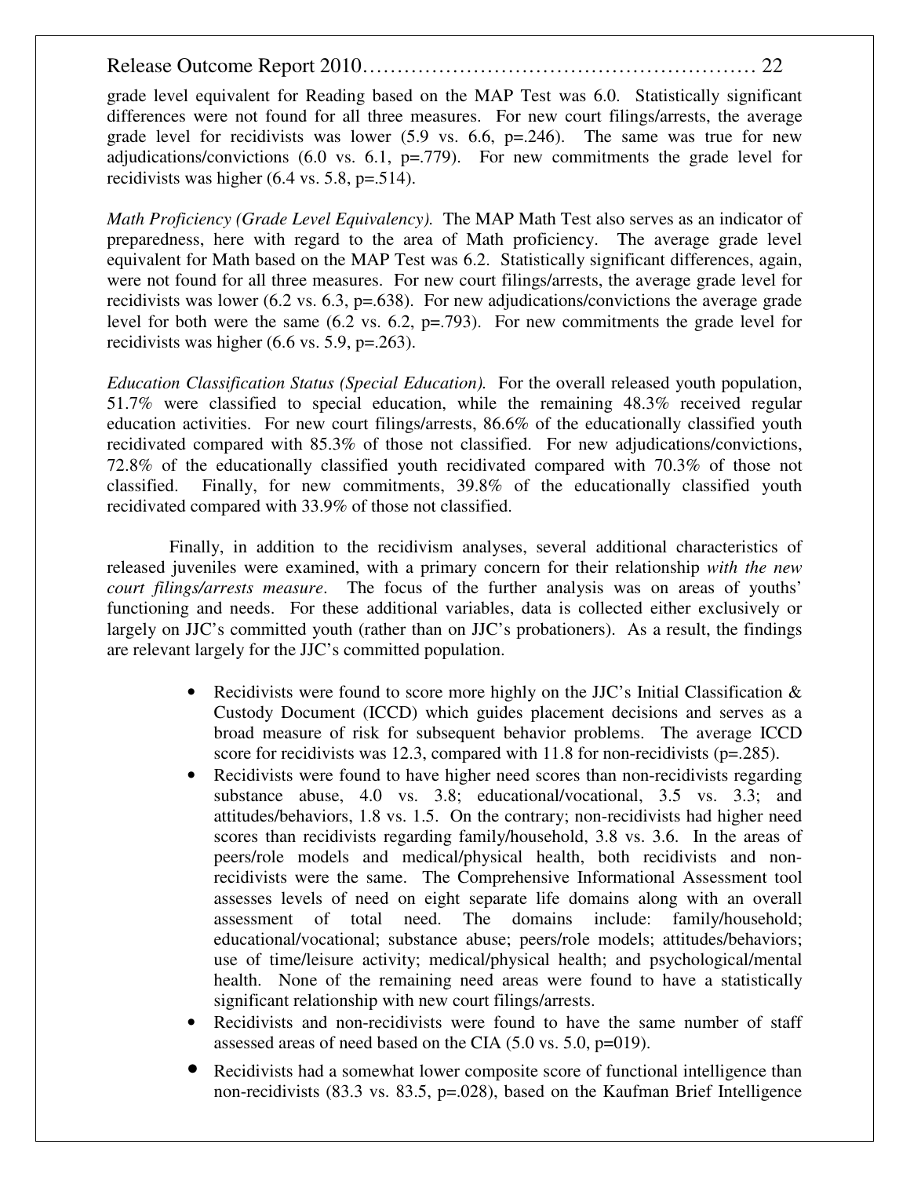grade level equivalent for Reading based on the MAP Test was 6.0. Statistically significant differences were not found for all three measures. For new court filings/arrests, the average grade level for recidivists was lower (5.9 vs. 6.6, p=.246). The same was true for new adjudications/convictions (6.0 vs. 6.1, p=.779). For new commitments the grade level for recidivists was higher (6.4 vs. 5.8, p=.514).

*Math Proficiency (Grade Level Equivalency).* The MAP Math Test also serves as an indicator of preparedness, here with regard to the area of Math proficiency. The average grade level equivalent for Math based on the MAP Test was 6.2. Statistically significant differences, again, were not found for all three measures. For new court filings/arrests, the average grade level for recidivists was lower (6.2 vs. 6.3, p=.638). For new adjudications/convictions the average grade level for both were the same (6.2 vs. 6.2, p=.793). For new commitments the grade level for recidivists was higher (6.6 vs. 5.9, p=.263).

*Education Classification Status (Special Education).* For the overall released youth population, 51.7% were classified to special education, while the remaining 48.3% received regular education activities. For new court filings/arrests, 86.6% of the educationally classified youth recidivated compared with 85.3% of those not classified. For new adjudications/convictions, 72.8% of the educationally classified youth recidivated compared with 70.3% of those not classified. Finally, for new commitments, 39.8% of the educationally classified youth recidivated compared with 33.9% of those not classified.

Finally, in addition to the recidivism analyses, several additional characteristics of released juveniles were examined, with a primary concern for their relationship *with the new court filings/arrests measure*. The focus of the further analysis was on areas of youths' functioning and needs. For these additional variables, data is collected either exclusively or largely on JJC's committed youth (rather than on JJC's probationers). As a result, the findings are relevant largely for the JJC's committed population.

- Recidivists were found to score more highly on the JJC's Initial Classification & Custody Document (ICCD) which guides placement decisions and serves as a broad measure of risk for subsequent behavior problems. The average ICCD score for recidivists was 12.3, compared with 11.8 for non-recidivists (p=.285).
- Recidivists were found to have higher need scores than non-recidivists regarding substance abuse, 4.0 vs. 3.8; educational/vocational, 3.5 vs. 3.3; and attitudes/behaviors, 1.8 vs. 1.5. On the contrary; non-recidivists had higher need scores than recidivists regarding family/household, 3.8 vs. 3.6. In the areas of peers/role models and medical/physical health, both recidivists and non-recidivists were the same. The Comprehensive Informational Assessment tool assesses levels of need on eight separate life domains along with an overall assessment of total need. The domains include: family/household; educational/vocational; substance abuse; peers/role models; attitudes/behaviors; use of time/leisure activity; medical/physical health; and psychological/mental health. None of the remaining need areas were found to have a statistically significant relationship with new court filings/arrests.
- Recidivists and non-recidivists were found to have the same number of staff assessed areas of need based on the CIA (5.0 vs. 5.0, p=019).
- Recidivists had a somewhat lower composite score of functional intelligence than non-recidivists (83.3 vs. 83.5, p=.028), based on the Kaufman Brief Intelligence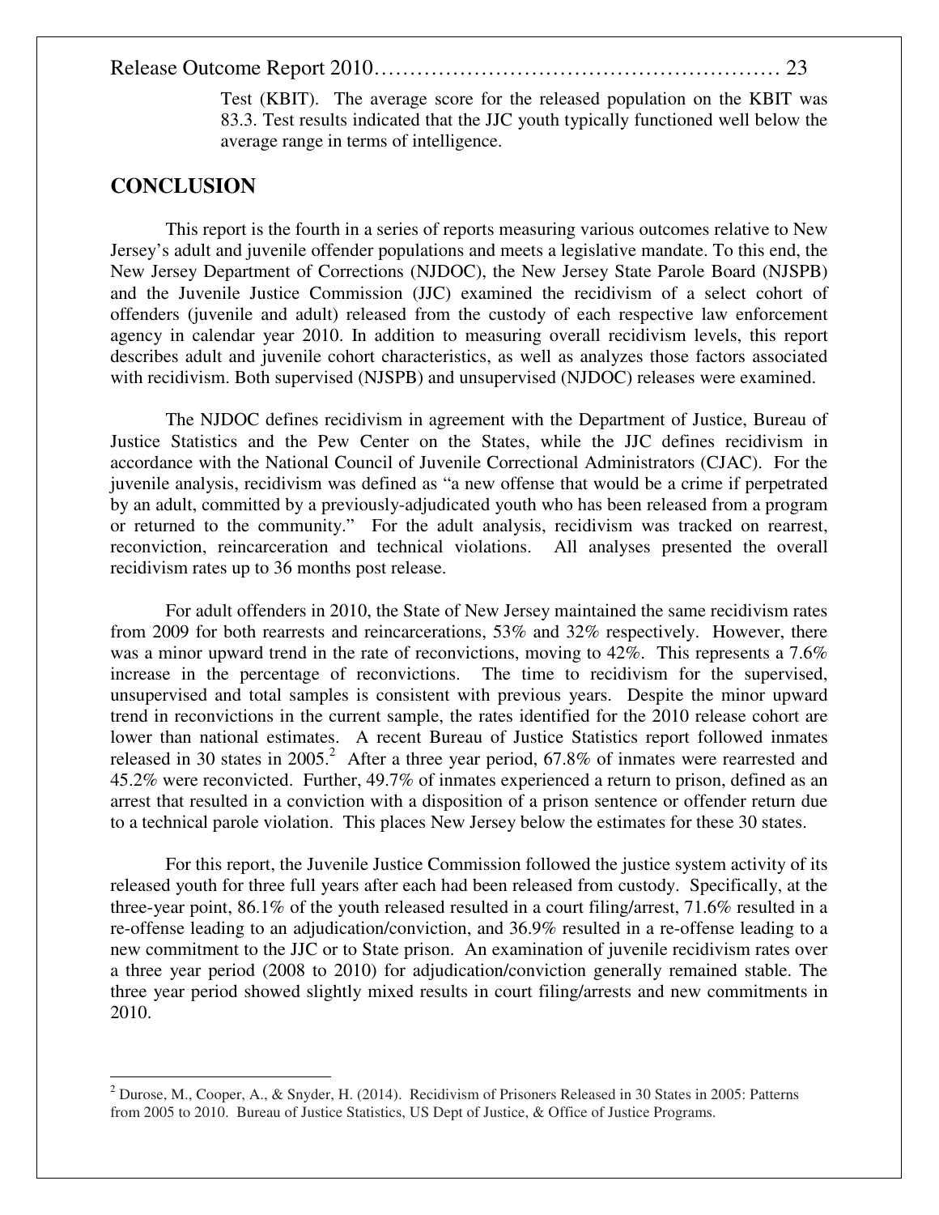Test (KBIT). The average score for the released population on the KBIT was 83.3. Test results indicated that the JJC youth typically functioned well below the average range in terms of intelligence.

## CONCLUSION

This report is the fourth in a series of reports measuring various outcomes relative to New Jersey's adult and juvenile offender populations and meets a legislative mandate. To this end, the New Jersey Department of Corrections (NJDOC), the New Jersey State Parole Board (NJSPB) and the Juvenile Justice Commission (JJC) examined the recidivism of a select cohort of offenders (juvenile and adult) released from the custody of each respective law enforcement agency in calendar year 2010. In addition to measuring overall recidivism levels, this report describes adult and juvenile cohort characteristics, as well as analyzes those factors associated with recidivism. Both supervised (NJSPB) and unsupervised (NJDOC) releases were examined.

The NJDOC defines recidivism in agreement with the Department of Justice, Bureau of Justice Statistics and the Pew Center on the States, while the JJC defines recidivism in accordance with the National Council of Juvenile Correctional Administrators (CJAC). For the juvenile analysis, recidivism was defined as "a new offense that would be a crime if perpetrated by an adult, committed by a previously-adjudicated youth who has been released from a program or returned to the community." For the adult analysis, recidivism was tracked on rearrest, reconviction, reincarceration and technical violations. All analyses presented the overall recidivism rates up to 36 months post release.

For adult offenders in 2010, the State of New Jersey maintained the same recidivism rates from 2009 for both rearrests and reincarcerations, 53% and 32% respectively. However, there was a minor upward trend in the rate of reconvictions, moving to 42%. This represents a 7.6% increase in the percentage of reconvictions. The time to recidivism for the supervised, unsupervised and total samples is consistent with previous years. Despite the minor upward trend in reconvictions in the current sample, the rates identified for the 2010 release cohort are lower than national estimates. A recent Bureau of Justice Statistics report followed inmates released in 30 states in 2005.[2] After a three year period, 67.8% of inmates were rearrested and 45.2% were reconvicted. Further, 49.7% of inmates experienced a return to prison, defined as an arrest that resulted in a conviction with a disposition of a prison sentence or offender return due to a technical parole violation. This places New Jersey below the estimates for these 30 states.

For this report, the Juvenile Justice Commission followed the justice system activity of its released youth for three full years after each had been released from custody. Specifically, at the three-year point, 86.1% of the youth released resulted in a court filing/arrest, 71.6% resulted in a re-offense leading to an adjudication/conviction, and 36.9% resulted in a re-offense leading to a new commitment to the JJC or to State prison. An examination of juvenile recidivism rates over a three year period (2008 to 2010) for adjudication/conviction generally remained stable. The three year period showed slightly mixed results in court filing/arrests and new commitments in 2010.

---

[2] Durose, M., Cooper, A., & Snyder, H. (2014). Recidivism of Prisoners Released in 30 States in 2005: Patterns from 2005 to 2010. Bureau of Justice Statistics, US Dept of Justice, & Office of Justice Programs.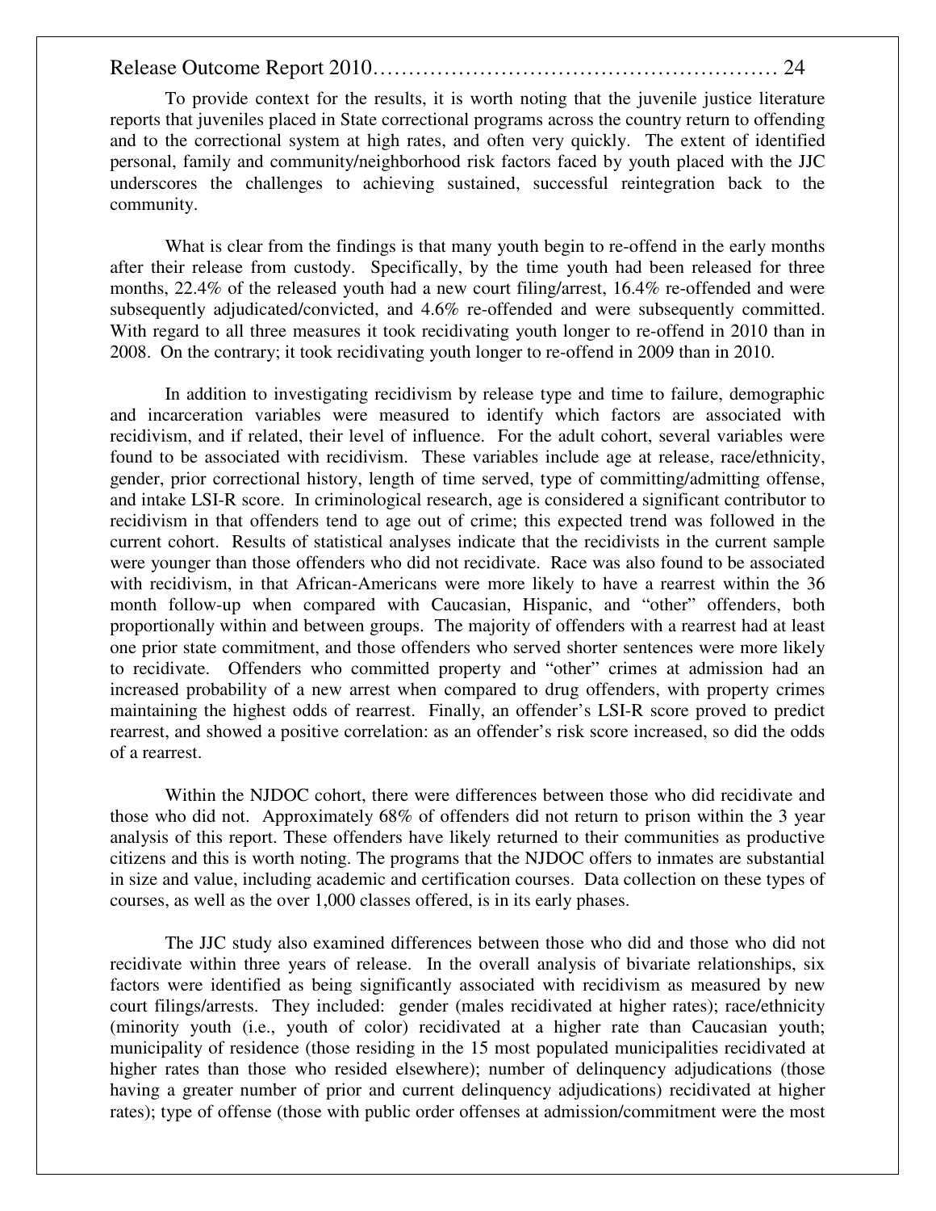To provide context for the results, it is worth noting that the juvenile justice literature reports that juveniles placed in State correctional programs across the country return to offending and to the correctional system at high rates, and often very quickly. The extent of identified personal, family and community/neighborhood risk factors faced by youth placed with the JJC underscores the challenges to achieving sustained, successful reintegration back to the community.

What is clear from the findings is that many youth begin to re-offend in the early months after their release from custody. Specifically, by the time youth had been released for three months, 22.4% of the released youth had a new court filing/arrest, 16.4% re-offended and were subsequently adjudicated/convicted, and 4.6% re-offended and were subsequently committed. With regard to all three measures it took recidivating youth longer to re-offend in 2010 than in 2008. On the contrary; it took recidivating youth longer to re-offend in 2009 than in 2010.

In addition to investigating recidivism by release type and time to failure, demographic and incarceration variables were measured to identify which factors are associated with recidivism, and if related, their level of influence. For the adult cohort, several variables were found to be associated with recidivism. These variables include age at release, race/ethnicity, gender, prior correctional history, length of time served, type of committing/admitting offense, and intake LSI-R score. In criminological research, age is considered a significant contributor to recidivism in that offenders tend to age out of crime; this expected trend was followed in the current cohort. Results of statistical analyses indicate that the recidivists in the current sample were younger than those offenders who did not recidivate. Race was also found to be associated with recidivism, in that African-Americans were more likely to have a rearrest within the 36 month follow-up when compared with Caucasian, Hispanic, and "other" offenders, both proportionally within and between groups. The majority of offenders with a rearrest had at least one prior state commitment, and those offenders who served shorter sentences were more likely to recidivate. Offenders who committed property and "other" crimes at admission had an increased probability of a new arrest when compared to drug offenders, with property crimes maintaining the highest odds of rearrest. Finally, an offender's LSI-R score proved to predict rearrest, and showed a positive correlation: as an offender's risk score increased, so did the odds of a rearrest.

Within the NJDOC cohort, there were differences between those who did recidivate and those who did not. Approximately 68% of offenders did not return to prison within the 3 year analysis of this report. These offenders have likely returned to their communities as productive citizens and this is worth noting. The programs that the NJDOC offers to inmates are substantial in size and value, including academic and certification courses. Data collection on these types of courses, as well as the over 1,000 classes offered, is in its early phases.

The JJC study also examined differences between those who did and those who did not recidivate within three years of release. In the overall analysis of bivariate relationships, six factors were identified as being significantly associated with recidivism as measured by new court filings/arrests. They included: gender (males recidivated at higher rates); race/ethnicity (minority youth (i.e., youth of color) recidivated at a higher rate than Caucasian youth; municipality of residence (those residing in the 15 most populated municipalities recidivated at higher rates than those who resided elsewhere); number of delinquency adjudications (those having a greater number of prior and current delinquency adjudications) recidivated at higher rates); type of offense (those with public order offenses at admission/commitment were the most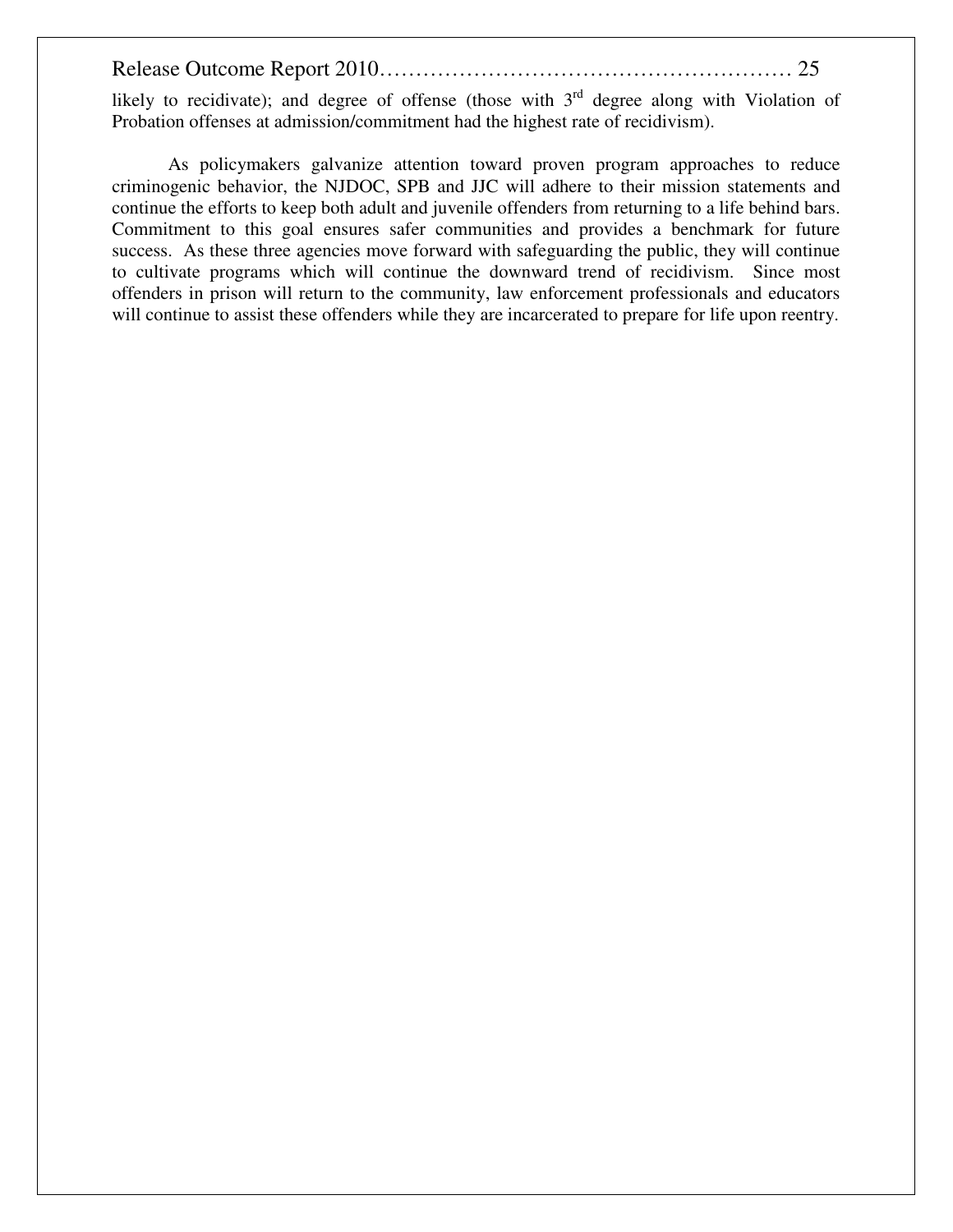likely to recidivate); and degree of offense (those with 3rd degree along with Violation of Probation offenses at admission/commitment had the highest rate of recidivism).

As policymakers galvanize attention toward proven program approaches to reduce criminogenic behavior, the NJDOC, SPB and JJC will adhere to their mission statements and continue the efforts to keep both adult and juvenile offenders from returning to a life behind bars. Commitment to this goal ensures safer communities and provides a benchmark for future success. As these three agencies move forward with safeguarding the public, they will continue to cultivate programs which will continue the downward trend of recidivism. Since most offenders in prison will return to the community, law enforcement professionals and educators will continue to assist these offenders while they are incarcerated to prepare for life upon reentry.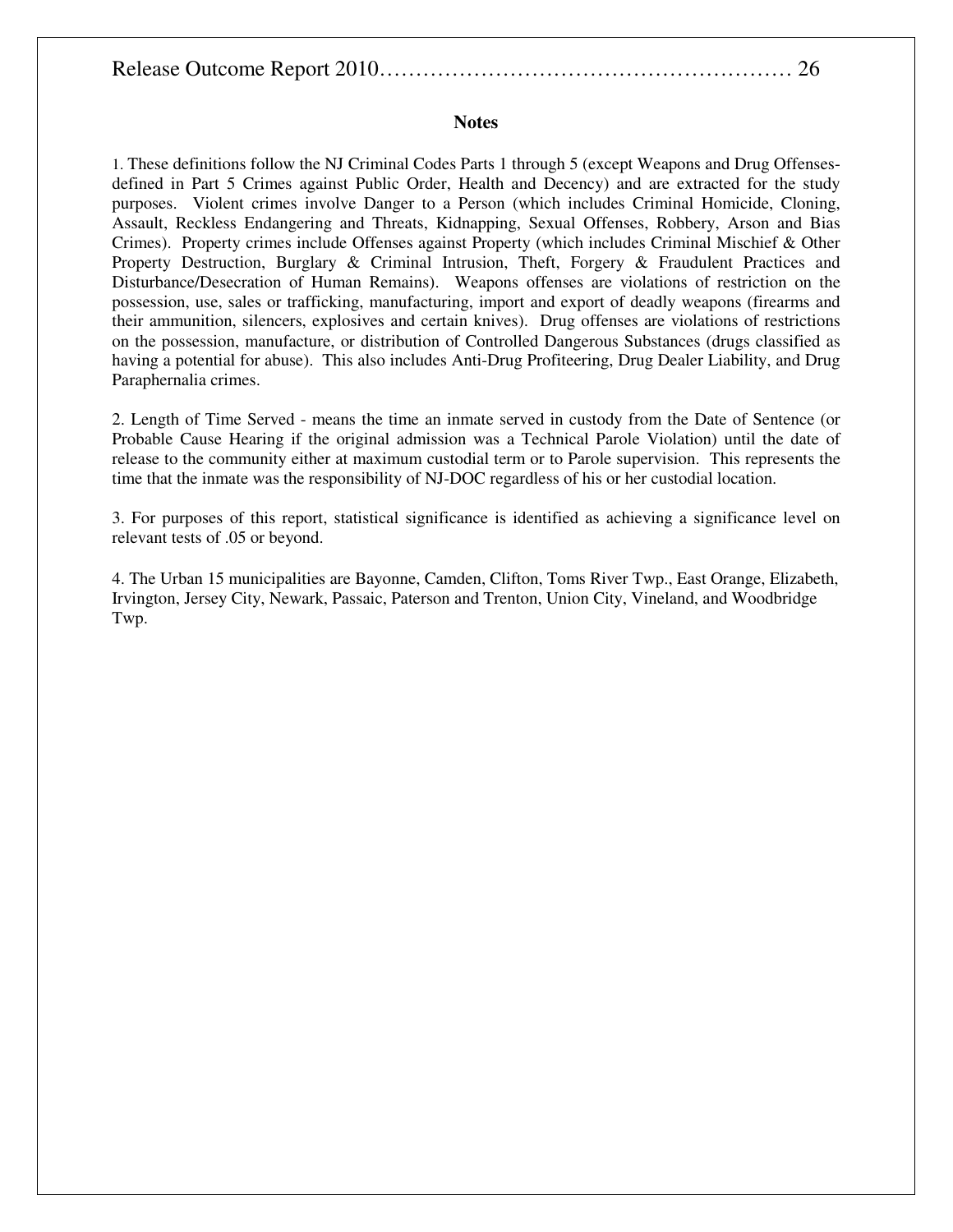## Notes

1. These definitions follow the NJ Criminal Codes Parts 1 through 5 (except Weapons and Drug Offenses-defined in Part 5 Crimes against Public Order, Health and Decency) and are extracted for the study purposes. Violent crimes involve Danger to a Person (which includes Criminal Homicide, Cloning, Assault, Reckless Endangering and Threats, Kidnapping, Sexual Offenses, Robbery, Arson and Bias Crimes). Property crimes include Offenses against Property (which includes Criminal Mischief & Other Property Destruction, Burglary & Criminal Intrusion, Theft, Forgery & Fraudulent Practices and Disturbance/Desecration of Human Remains). Weapons offenses are violations of restriction on the possession, use, sales or trafficking, manufacturing, import and export of deadly weapons (firearms and their ammunition, silencers, explosives and certain knives). Drug offenses are violations of restrictions on the possession, manufacture, or distribution of Controlled Dangerous Substances (drugs classified as having a potential for abuse). This also includes Anti-Drug Profiteering, Drug Dealer Liability, and Drug Paraphernalia crimes.

2. Length of Time Served - means the time an inmate served in custody from the Date of Sentence (or Probable Cause Hearing if the original admission was a Technical Parole Violation) until the date of release to the community either at maximum custodial term or to Parole supervision. This represents the time that the inmate was the responsibility of NJ-DOC regardless of his or her custodial location.

3. For purposes of this report, statistical significance is identified as achieving a significance level on relevant tests of .05 or beyond.

4. The Urban 15 municipalities are Bayonne, Camden, Clifton, Toms River Twp., East Orange, Elizabeth, Irvington, Jersey City, Newark, Passaic, Paterson and Trenton, Union City, Vineland, and Woodbridge Twp.